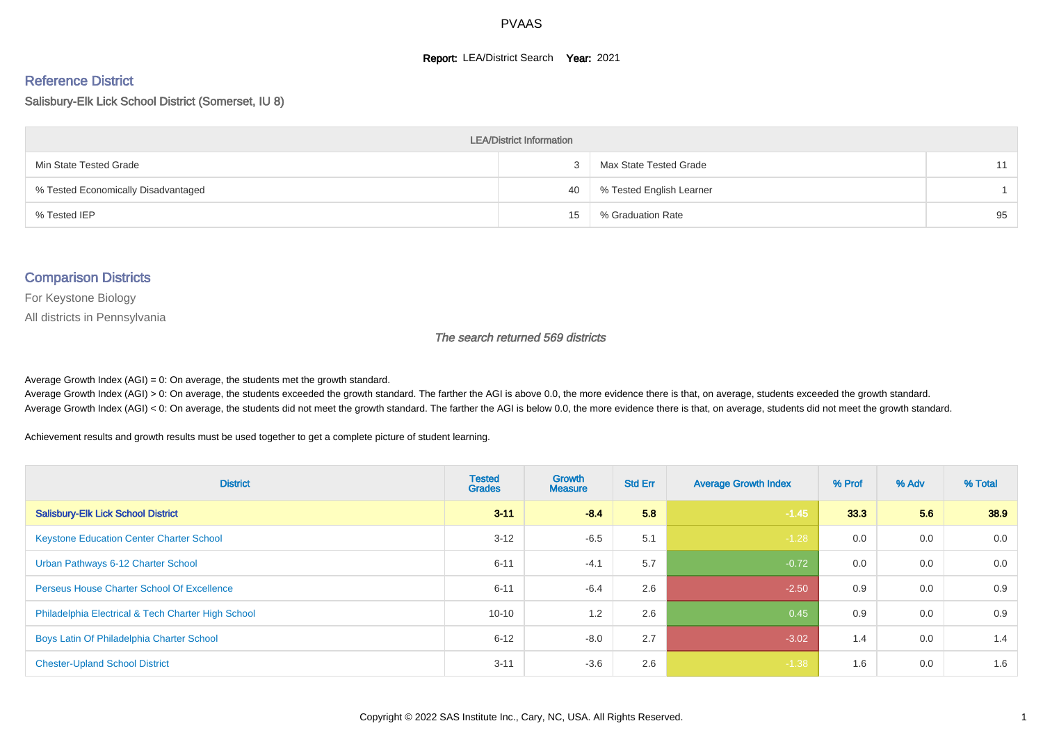# PVAAS

**Report:** LEA/District Search **Year:** 2021

## Reference District

Salisbury-Elk Lick School District (Somerset, IU 8)

| LEA/District Information | | | |
|---|---|---|---|
| Min State Tested Grade | 3 | Max State Tested Grade | 11 |
| % Tested Economically Disadvantaged | 40 | % Tested English Learner | 1 |
| % Tested IEP | 15 | % Graduation Rate | 95 |

## Comparison Districts

For Keystone Biology

All districts in Pennsylvania

*The search returned 569 districts*

Average Growth Index (AGI) = 0: On average, the students met the growth standard.
Average Growth Index (AGI) > 0: On average, the students exceeded the growth standard. The farther the AGI is above 0.0, the more evidence there is that, on average, students exceeded the growth standard.
Average Growth Index (AGI) < 0: On average, the students did not meet the growth standard. The farther the AGI is below 0.0, the more evidence there is that, on average, students did not meet the growth standard.

Achievement results and growth results must be used together to get a complete picture of student learning.

| District | Tested Grades | Growth Measure | Std Err | Average Growth Index | % Prof | % Adv | % Total |
|---|---|---|---|---|---|---|---|
| **Salisbury-Elk Lick School District** | **3-11** | **-8.4** | **5.8** | **-1.45** | **33.3** | **5.6** | **38.9** |
| Keystone Education Center Charter School | 3-12 | -6.5 | 5.1 | -1.28 | 0.0 | 0.0 | 0.0 |
| Urban Pathways 6-12 Charter School | 6-11 | -4.1 | 5.7 | -0.72 | 0.0 | 0.0 | 0.0 |
| Perseus House Charter School Of Excellence | 6-11 | -6.4 | 2.6 | -2.50 | 0.9 | 0.0 | 0.9 |
| Philadelphia Electrical & Tech Charter High School | 10-10 | 1.2 | 2.6 | 0.45 | 0.9 | 0.0 | 0.9 |
| Boys Latin Of Philadelphia Charter School | 6-12 | -8.0 | 2.7 | -3.02 | 1.4 | 0.0 | 1.4 |
| Chester-Upland School District | 3-11 | -3.6 | 2.6 | -1.38 | 1.6 | 0.0 | 1.6 |

Copyright © 2022 SAS Institute Inc., Cary, NC, USA. All Rights Reserved.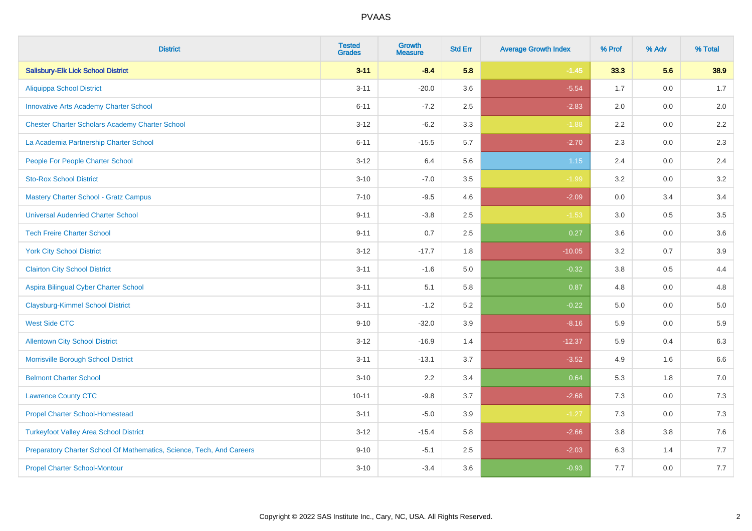PVAAS

| District | Tested Grades | Growth Measure | Std Err | Average Growth Index | % Prof | % Adv | % Total |
|---|---|---|---|---|---|---|---|
| **Salisbury-Elk Lick School District** | **3-11** | **-8.4** | **5.8** | **-1.45** | **33.3** | **5.6** | **38.9** |
| Aliquippa School District | 3-11 | -20.0 | 3.6 | -5.54 | 1.7 | 0.0 | 1.7 |
| Innovative Arts Academy Charter School | 6-11 | -7.2 | 2.5 | -2.83 | 2.0 | 0.0 | 2.0 |
| Chester Charter Scholars Academy Charter School | 3-12 | -6.2 | 3.3 | -1.88 | 2.2 | 0.0 | 2.2 |
| La Academia Partnership Charter School | 6-11 | -15.5 | 5.7 | -2.70 | 2.3 | 0.0 | 2.3 |
| People For People Charter School | 3-12 | 6.4 | 5.6 | 1.15 | 2.4 | 0.0 | 2.4 |
| Sto-Rox School District | 3-10 | -7.0 | 3.5 | -1.99 | 3.2 | 0.0 | 3.2 |
| Mastery Charter School - Gratz Campus | 7-10 | -9.5 | 4.6 | -2.09 | 0.0 | 3.4 | 3.4 |
| Universal Audenried Charter School | 9-11 | -3.8 | 2.5 | -1.53 | 3.0 | 0.5 | 3.5 |
| Tech Freire Charter School | 9-11 | 0.7 | 2.5 | 0.27 | 3.6 | 0.0 | 3.6 |
| York City School District | 3-12 | -17.7 | 1.8 | -10.05 | 3.2 | 0.7 | 3.9 |
| Clairton City School District | 3-11 | -1.6 | 5.0 | -0.32 | 3.8 | 0.5 | 4.4 |
| Aspira Bilingual Cyber Charter School | 3-11 | 5.1 | 5.8 | 0.87 | 4.8 | 0.0 | 4.8 |
| Claysburg-Kimmel School District | 3-11 | -1.2 | 5.2 | -0.22 | 5.0 | 0.0 | 5.0 |
| West Side CTC | 9-10 | -32.0 | 3.9 | -8.16 | 5.9 | 0.0 | 5.9 |
| Allentown City School District | 3-12 | -16.9 | 1.4 | -12.37 | 5.9 | 0.4 | 6.3 |
| Morrisville Borough School District | 3-11 | -13.1 | 3.7 | -3.52 | 4.9 | 1.6 | 6.6 |
| Belmont Charter School | 3-10 | 2.2 | 3.4 | 0.64 | 5.3 | 1.8 | 7.0 |
| Lawrence County CTC | 10-11 | -9.8 | 3.7 | -2.68 | 7.3 | 0.0 | 7.3 |
| Propel Charter School-Homestead | 3-11 | -5.0 | 3.9 | -1.27 | 7.3 | 0.0 | 7.3 |
| Turkeyfoot Valley Area School District | 3-12 | -15.4 | 5.8 | -2.66 | 3.8 | 3.8 | 7.6 |
| Preparatory Charter School Of Mathematics, Science, Tech, And Careers | 9-10 | -5.1 | 2.5 | -2.03 | 6.3 | 1.4 | 7.7 |
| Propel Charter School-Montour | 3-10 | -3.4 | 3.6 | -0.93 | 7.7 | 0.0 | 7.7 |

Copyright © 2022 SAS Institute Inc., Cary, NC, USA. All Rights Reserved.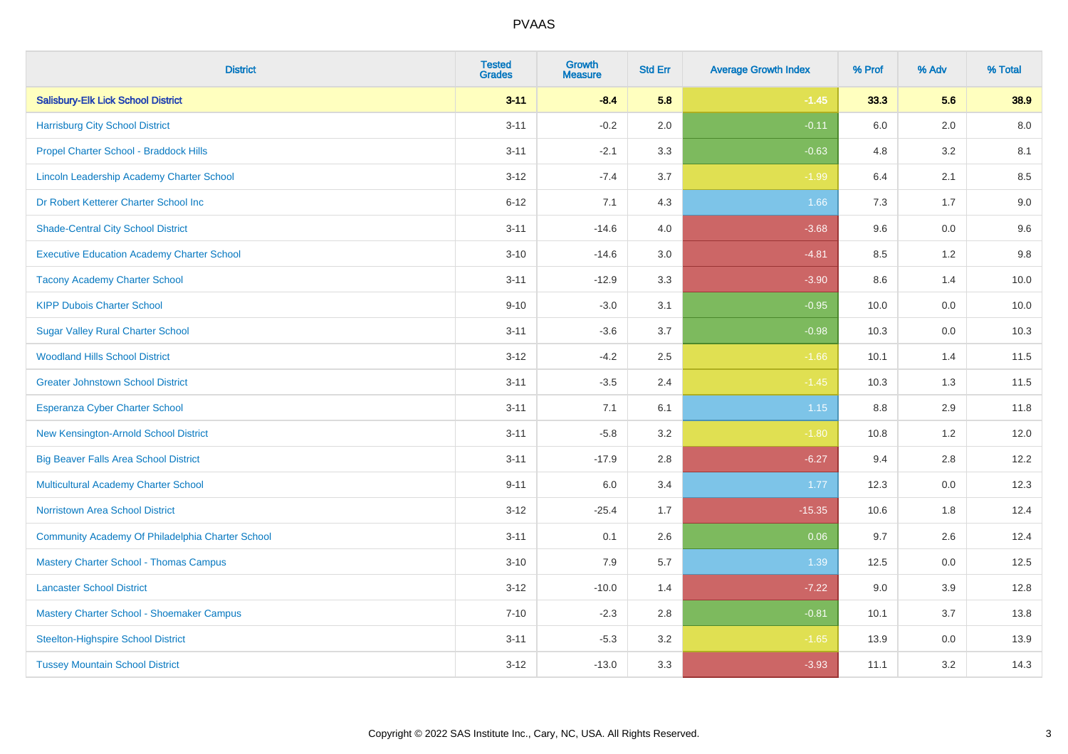# PVAAS

| District | Tested Grades | Growth Measure | Std Err | Average Growth Index | % Prof | % Adv | % Total |
|---|---|---|---|---|---|---|---|
| **Salisbury-Elk Lick School District** | **3-11** | **-8.4** | **5.8** | **-1.45** | **33.3** | **5.6** | **38.9** |
| Harrisburg City School District | 3-11 | -0.2 | 2.0 | -0.11 | 6.0 | 2.0 | 8.0 |
| Propel Charter School - Braddock Hills | 3-11 | -2.1 | 3.3 | -0.63 | 4.8 | 3.2 | 8.1 |
| Lincoln Leadership Academy Charter School | 3-12 | -7.4 | 3.7 | -1.99 | 6.4 | 2.1 | 8.5 |
| Dr Robert Ketterer Charter School Inc | 6-12 | 7.1 | 4.3 | 1.66 | 7.3 | 1.7 | 9.0 |
| Shade-Central City School District | 3-11 | -14.6 | 4.0 | -3.68 | 9.6 | 0.0 | 9.6 |
| Executive Education Academy Charter School | 3-10 | -14.6 | 3.0 | -4.81 | 8.5 | 1.2 | 9.8 |
| Tacony Academy Charter School | 3-11 | -12.9 | 3.3 | -3.90 | 8.6 | 1.4 | 10.0 |
| KIPP Dubois Charter School | 9-10 | -3.0 | 3.1 | -0.95 | 10.0 | 0.0 | 10.0 |
| Sugar Valley Rural Charter School | 3-11 | -3.6 | 3.7 | -0.98 | 10.3 | 0.0 | 10.3 |
| Woodland Hills School District | 3-12 | -4.2 | 2.5 | -1.66 | 10.1 | 1.4 | 11.5 |
| Greater Johnstown School District | 3-11 | -3.5 | 2.4 | -1.45 | 10.3 | 1.3 | 11.5 |
| Esperanza Cyber Charter School | 3-11 | 7.1 | 6.1 | 1.15 | 8.8 | 2.9 | 11.8 |
| New Kensington-Arnold School District | 3-11 | -5.8 | 3.2 | -1.80 | 10.8 | 1.2 | 12.0 |
| Big Beaver Falls Area School District | 3-11 | -17.9 | 2.8 | -6.27 | 9.4 | 2.8 | 12.2 |
| Multicultural Academy Charter School | 9-11 | 6.0 | 3.4 | 1.77 | 12.3 | 0.0 | 12.3 |
| Norristown Area School District | 3-12 | -25.4 | 1.7 | -15.35 | 10.6 | 1.8 | 12.4 |
| Community Academy Of Philadelphia Charter School | 3-11 | 0.1 | 2.6 | 0.06 | 9.7 | 2.6 | 12.4 |
| Mastery Charter School - Thomas Campus | 3-10 | 7.9 | 5.7 | 1.39 | 12.5 | 0.0 | 12.5 |
| Lancaster School District | 3-12 | -10.0 | 1.4 | -7.22 | 9.0 | 3.9 | 12.8 |
| Mastery Charter School - Shoemaker Campus | 7-10 | -2.3 | 2.8 | -0.81 | 10.1 | 3.7 | 13.8 |
| Steelton-Highspire School District | 3-11 | -5.3 | 3.2 | -1.65 | 13.9 | 0.0 | 13.9 |
| Tussey Mountain School District | 3-12 | -13.0 | 3.3 | -3.93 | 11.1 | 3.2 | 14.3 |

Copyright © 2022 SAS Institute Inc., Cary, NC, USA. All Rights Reserved.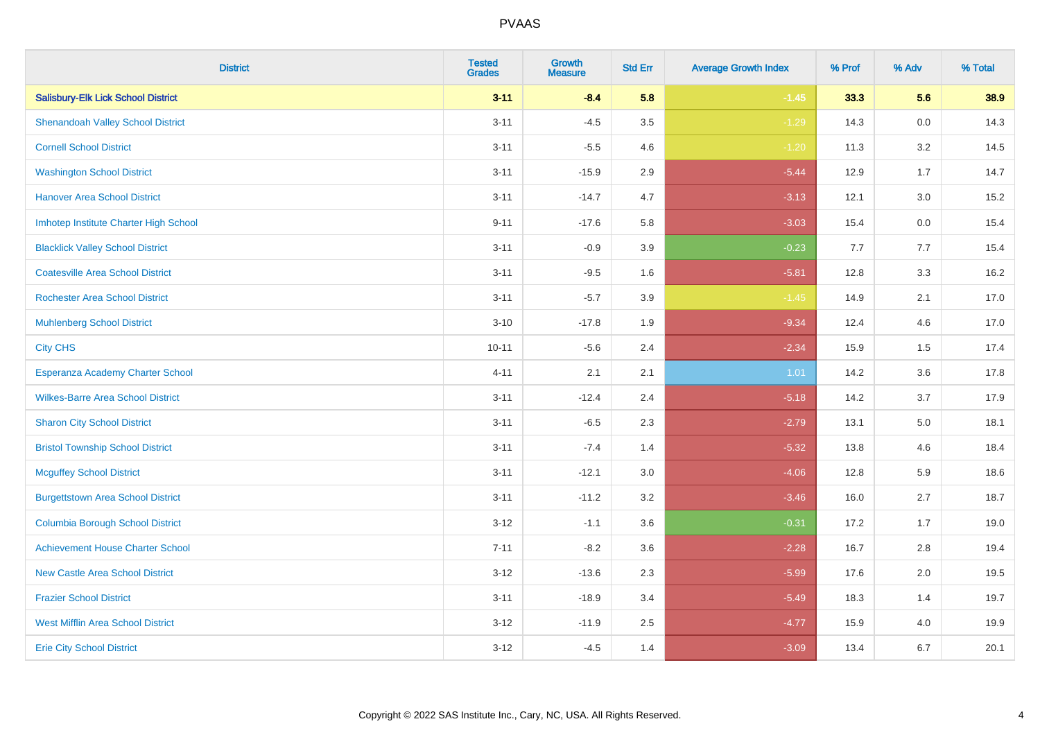# PVAAS

| District | Tested Grades | Growth Measure | Std Err | Average Growth Index | % Prof | % Adv | % Total |
|---|---|---|---|---|---|---|---|
| **Salisbury-Elk Lick School District** | **3-11** | **-8.4** | **5.8** | **-1.45** | **33.3** | **5.6** | **38.9** |
| Shenandoah Valley School District | 3-11 | -4.5 | 3.5 | -1.29 | 14.3 | 0.0 | 14.3 |
| Cornell School District | 3-11 | -5.5 | 4.6 | -1.20 | 11.3 | 3.2 | 14.5 |
| Washington School District | 3-11 | -15.9 | 2.9 | -5.44 | 12.9 | 1.7 | 14.7 |
| Hanover Area School District | 3-11 | -14.7 | 4.7 | -3.13 | 12.1 | 3.0 | 15.2 |
| Imhotep Institute Charter High School | 9-11 | -17.6 | 5.8 | -3.03 | 15.4 | 0.0 | 15.4 |
| Blacklick Valley School District | 3-11 | -0.9 | 3.9 | -0.23 | 7.7 | 7.7 | 15.4 |
| Coatesville Area School District | 3-11 | -9.5 | 1.6 | -5.81 | 12.8 | 3.3 | 16.2 |
| Rochester Area School District | 3-11 | -5.7 | 3.9 | -1.45 | 14.9 | 2.1 | 17.0 |
| Muhlenberg School District | 3-10 | -17.8 | 1.9 | -9.34 | 12.4 | 4.6 | 17.0 |
| City CHS | 10-11 | -5.6 | 2.4 | -2.34 | 15.9 | 1.5 | 17.4 |
| Esperanza Academy Charter School | 4-11 | 2.1 | 2.1 | 1.01 | 14.2 | 3.6 | 17.8 |
| Wilkes-Barre Area School District | 3-11 | -12.4 | 2.4 | -5.18 | 14.2 | 3.7 | 17.9 |
| Sharon City School District | 3-11 | -6.5 | 2.3 | -2.79 | 13.1 | 5.0 | 18.1 |
| Bristol Township School District | 3-11 | -7.4 | 1.4 | -5.32 | 13.8 | 4.6 | 18.4 |
| Mcguffey School District | 3-11 | -12.1 | 3.0 | -4.06 | 12.8 | 5.9 | 18.6 |
| Burgettstown Area School District | 3-11 | -11.2 | 3.2 | -3.46 | 16.0 | 2.7 | 18.7 |
| Columbia Borough School District | 3-12 | -1.1 | 3.6 | -0.31 | 17.2 | 1.7 | 19.0 |
| Achievement House Charter School | 7-11 | -8.2 | 3.6 | -2.28 | 16.7 | 2.8 | 19.4 |
| New Castle Area School District | 3-12 | -13.6 | 2.3 | -5.99 | 17.6 | 2.0 | 19.5 |
| Frazier School District | 3-11 | -18.9 | 3.4 | -5.49 | 18.3 | 1.4 | 19.7 |
| West Mifflin Area School District | 3-12 | -11.9 | 2.5 | -4.77 | 15.9 | 4.0 | 19.9 |
| Erie City School District | 3-12 | -4.5 | 1.4 | -3.09 | 13.4 | 6.7 | 20.1 |

Copyright © 2022 SAS Institute Inc., Cary, NC, USA. All Rights Reserved.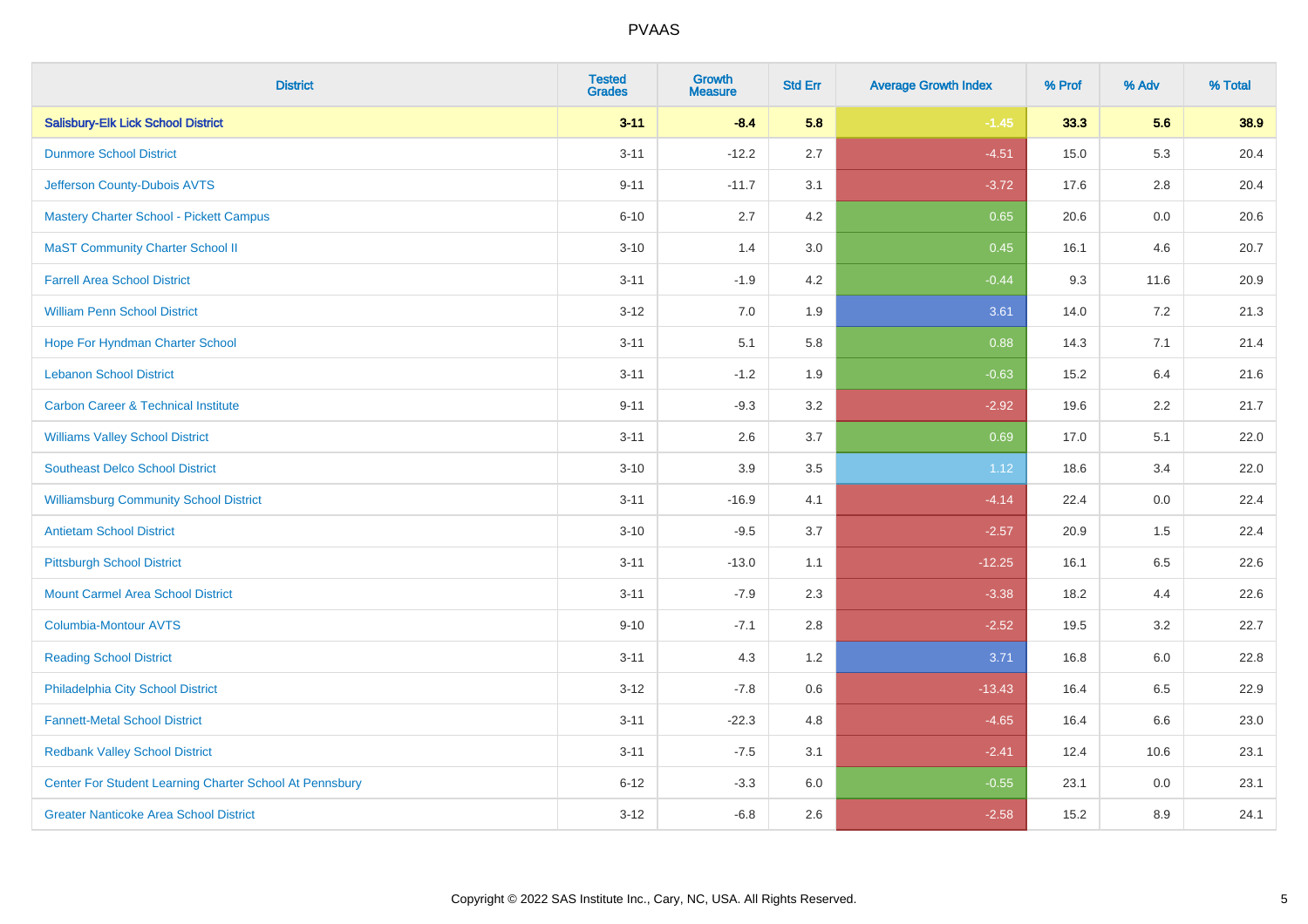| District | Tested Grades | Growth Measure | Std Err | Average Growth Index | % Prof | % Adv | % Total |
|---|---|---|---|---|---|---|---|
| **Salisbury-Elk Lick School District** | **3-11** | **-8.4** | **5.8** | **-1.45** | **33.3** | **5.6** | **38.9** |
| Dunmore School District | 3-11 | -12.2 | 2.7 | -4.51 | 15.0 | 5.3 | 20.4 |
| Jefferson County-Dubois AVTS | 9-11 | -11.7 | 3.1 | -3.72 | 17.6 | 2.8 | 20.4 |
| Mastery Charter School - Pickett Campus | 6-10 | 2.7 | 4.2 | 0.65 | 20.6 | 0.0 | 20.6 |
| MaST Community Charter School II | 3-10 | 1.4 | 3.0 | 0.45 | 16.1 | 4.6 | 20.7 |
| Farrell Area School District | 3-11 | -1.9 | 4.2 | -0.44 | 9.3 | 11.6 | 20.9 |
| William Penn School District | 3-12 | 7.0 | 1.9 | 3.61 | 14.0 | 7.2 | 21.3 |
| Hope For Hyndman Charter School | 3-11 | 5.1 | 5.8 | 0.88 | 14.3 | 7.1 | 21.4 |
| Lebanon School District | 3-11 | -1.2 | 1.9 | -0.63 | 15.2 | 6.4 | 21.6 |
| Carbon Career & Technical Institute | 9-11 | -9.3 | 3.2 | -2.92 | 19.6 | 2.2 | 21.7 |
| Williams Valley School District | 3-11 | 2.6 | 3.7 | 0.69 | 17.0 | 5.1 | 22.0 |
| Southeast Delco School District | 3-10 | 3.9 | 3.5 | 1.12 | 18.6 | 3.4 | 22.0 |
| Williamsburg Community School District | 3-11 | -16.9 | 4.1 | -4.14 | 22.4 | 0.0 | 22.4 |
| Antietam School District | 3-10 | -9.5 | 3.7 | -2.57 | 20.9 | 1.5 | 22.4 |
| Pittsburgh School District | 3-11 | -13.0 | 1.1 | -12.25 | 16.1 | 6.5 | 22.6 |
| Mount Carmel Area School District | 3-11 | -7.9 | 2.3 | -3.38 | 18.2 | 4.4 | 22.6 |
| Columbia-Montour AVTS | 9-10 | -7.1 | 2.8 | -2.52 | 19.5 | 3.2 | 22.7 |
| Reading School District | 3-11 | 4.3 | 1.2 | 3.71 | 16.8 | 6.0 | 22.8 |
| Philadelphia City School District | 3-12 | -7.8 | 0.6 | -13.43 | 16.4 | 6.5 | 22.9 |
| Fannett-Metal School District | 3-11 | -22.3 | 4.8 | -4.65 | 16.4 | 6.6 | 23.0 |
| Redbank Valley School District | 3-11 | -7.5 | 3.1 | -2.41 | 12.4 | 10.6 | 23.1 |
| Center For Student Learning Charter School At Pennsbury | 6-12 | -3.3 | 6.0 | -0.55 | 23.1 | 0.0 | 23.1 |
| Greater Nanticoke Area School District | 3-12 | -6.8 | 2.6 | -2.58 | 15.2 | 8.9 | 24.1 |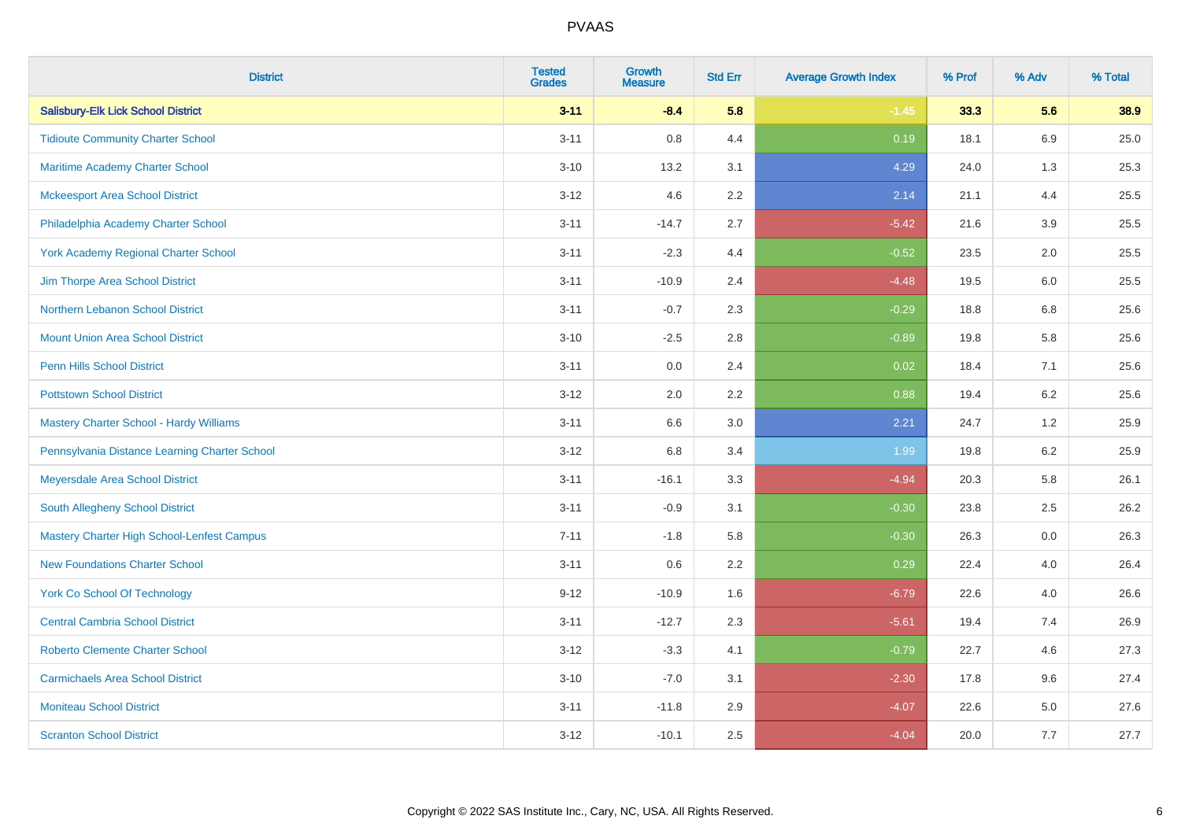# PVAAS

| District | Tested Grades | Growth Measure | Std Err | Average Growth Index | % Prof | % Adv | % Total |
|---|---|---|---|---|---|---|---|
| **Salisbury-Elk Lick School District** | **3-11** | **-8.4** | **5.8** | **-1.45** | **33.3** | **5.6** | **38.9** |
| Tidioute Community Charter School | 3-11 | 0.8 | 4.4 | 0.19 | 18.1 | 6.9 | 25.0 |
| Maritime Academy Charter School | 3-10 | 13.2 | 3.1 | 4.29 | 24.0 | 1.3 | 25.3 |
| Mckeesport Area School District | 3-12 | 4.6 | 2.2 | 2.14 | 21.1 | 4.4 | 25.5 |
| Philadelphia Academy Charter School | 3-11 | -14.7 | 2.7 | -5.42 | 21.6 | 3.9 | 25.5 |
| York Academy Regional Charter School | 3-11 | -2.3 | 4.4 | -0.52 | 23.5 | 2.0 | 25.5 |
| Jim Thorpe Area School District | 3-11 | -10.9 | 2.4 | -4.48 | 19.5 | 6.0 | 25.5 |
| Northern Lebanon School District | 3-11 | -0.7 | 2.3 | -0.29 | 18.8 | 6.8 | 25.6 |
| Mount Union Area School District | 3-10 | -2.5 | 2.8 | -0.89 | 19.8 | 5.8 | 25.6 |
| Penn Hills School District | 3-11 | 0.0 | 2.4 | 0.02 | 18.4 | 7.1 | 25.6 |
| Pottstown School District | 3-12 | 2.0 | 2.2 | 0.88 | 19.4 | 6.2 | 25.6 |
| Mastery Charter School - Hardy Williams | 3-11 | 6.6 | 3.0 | 2.21 | 24.7 | 1.2 | 25.9 |
| Pennsylvania Distance Learning Charter School | 3-12 | 6.8 | 3.4 | 1.99 | 19.8 | 6.2 | 25.9 |
| Meyersdale Area School District | 3-11 | -16.1 | 3.3 | -4.94 | 20.3 | 5.8 | 26.1 |
| South Allegheny School District | 3-11 | -0.9 | 3.1 | -0.30 | 23.8 | 2.5 | 26.2 |
| Mastery Charter High School-Lenfest Campus | 7-11 | -1.8 | 5.8 | -0.30 | 26.3 | 0.0 | 26.3 |
| New Foundations Charter School | 3-11 | 0.6 | 2.2 | 0.29 | 22.4 | 4.0 | 26.4 |
| York Co School Of Technology | 9-12 | -10.9 | 1.6 | -6.79 | 22.6 | 4.0 | 26.6 |
| Central Cambria School District | 3-11 | -12.7 | 2.3 | -5.61 | 19.4 | 7.4 | 26.9 |
| Roberto Clemente Charter School | 3-12 | -3.3 | 4.1 | -0.79 | 22.7 | 4.6 | 27.3 |
| Carmichaels Area School District | 3-10 | -7.0 | 3.1 | -2.30 | 17.8 | 9.6 | 27.4 |
| Moniteau School District | 3-11 | -11.8 | 2.9 | -4.07 | 22.6 | 5.0 | 27.6 |
| Scranton School District | 3-12 | -10.1 | 2.5 | -4.04 | 20.0 | 7.7 | 27.7 |

Copyright © 2022 SAS Institute Inc., Cary, NC, USA. All Rights Reserved.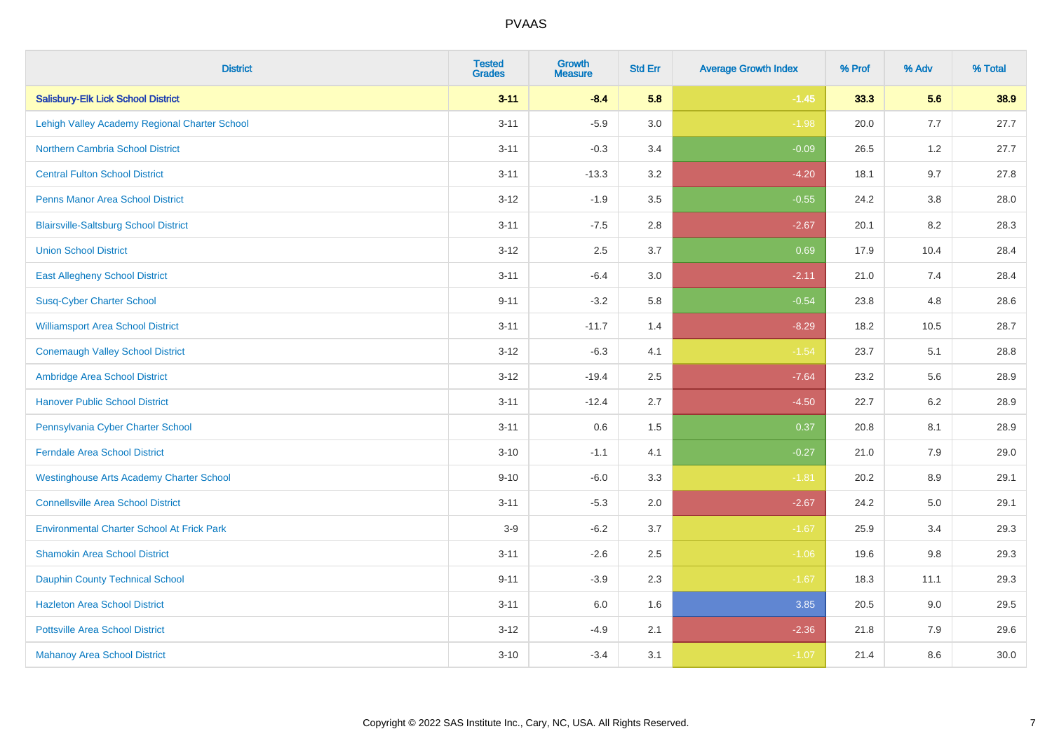# PVAAS

| District | Tested Grades | Growth Measure | Std Err | Average Growth Index | % Prof | % Adv | % Total |
|---|---|---|---|---|---|---|---|
| **Salisbury-Elk Lick School District** | **3-11** | **-8.4** | **5.8** | **-1.45** | **33.3** | **5.6** | **38.9** |
| Lehigh Valley Academy Regional Charter School | 3-11 | -5.9 | 3.0 | -1.98 | 20.0 | 7.7 | 27.7 |
| Northern Cambria School District | 3-11 | -0.3 | 3.4 | -0.09 | 26.5 | 1.2 | 27.7 |
| Central Fulton School District | 3-11 | -13.3 | 3.2 | -4.20 | 18.1 | 9.7 | 27.8 |
| Penns Manor Area School District | 3-12 | -1.9 | 3.5 | -0.55 | 24.2 | 3.8 | 28.0 |
| Blairsville-Saltsburg School District | 3-11 | -7.5 | 2.8 | -2.67 | 20.1 | 8.2 | 28.3 |
| Union School District | 3-12 | 2.5 | 3.7 | 0.69 | 17.9 | 10.4 | 28.4 |
| East Allegheny School District | 3-11 | -6.4 | 3.0 | -2.11 | 21.0 | 7.4 | 28.4 |
| Susq-Cyber Charter School | 9-11 | -3.2 | 5.8 | -0.54 | 23.8 | 4.8 | 28.6 |
| Williamsport Area School District | 3-11 | -11.7 | 1.4 | -8.29 | 18.2 | 10.5 | 28.7 |
| Conemaugh Valley School District | 3-12 | -6.3 | 4.1 | -1.54 | 23.7 | 5.1 | 28.8 |
| Ambridge Area School District | 3-12 | -19.4 | 2.5 | -7.64 | 23.2 | 5.6 | 28.9 |
| Hanover Public School District | 3-11 | -12.4 | 2.7 | -4.50 | 22.7 | 6.2 | 28.9 |
| Pennsylvania Cyber Charter School | 3-11 | 0.6 | 1.5 | 0.37 | 20.8 | 8.1 | 28.9 |
| Ferndale Area School District | 3-10 | -1.1 | 4.1 | -0.27 | 21.0 | 7.9 | 29.0 |
| Westinghouse Arts Academy Charter School | 9-10 | -6.0 | 3.3 | -1.81 | 20.2 | 8.9 | 29.1 |
| Connellsville Area School District | 3-11 | -5.3 | 2.0 | -2.67 | 24.2 | 5.0 | 29.1 |
| Environmental Charter School At Frick Park | 3-9 | -6.2 | 3.7 | -1.67 | 25.9 | 3.4 | 29.3 |
| Shamokin Area School District | 3-11 | -2.6 | 2.5 | -1.06 | 19.6 | 9.8 | 29.3 |
| Dauphin County Technical School | 9-11 | -3.9 | 2.3 | -1.67 | 18.3 | 11.1 | 29.3 |
| Hazleton Area School District | 3-11 | 6.0 | 1.6 | 3.85 | 20.5 | 9.0 | 29.5 |
| Pottsville Area School District | 3-12 | -4.9 | 2.1 | -2.36 | 21.8 | 7.9 | 29.6 |
| Mahanoy Area School District | 3-10 | -3.4 | 3.1 | -1.07 | 21.4 | 8.6 | 30.0 |

Copyright © 2022 SAS Institute Inc., Cary, NC, USA. All Rights Reserved.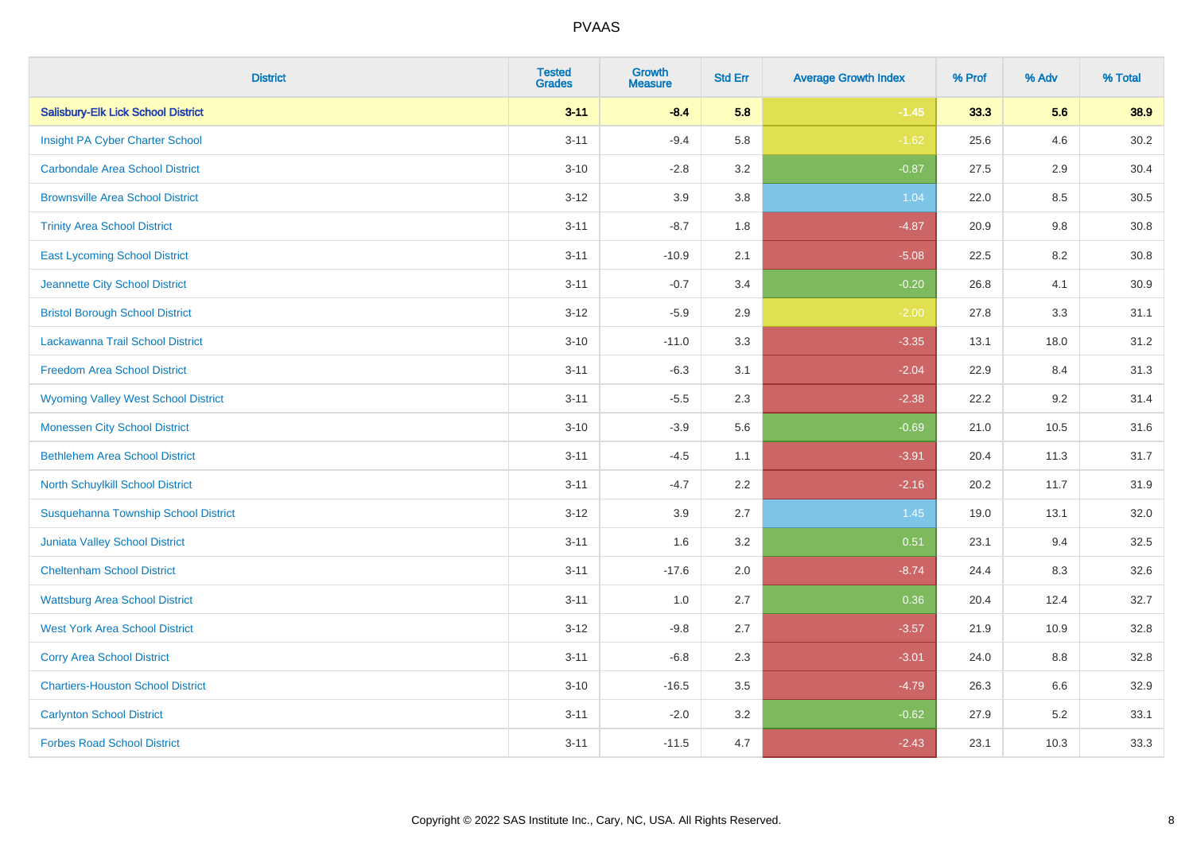# PVAAS

| District | Tested Grades | Growth Measure | Std Err | Average Growth Index | % Prof | % Adv | % Total |
|---|---|---|---|---|---|---|---|
| **Salisbury-Elk Lick School District** | **3-11** | **-8.4** | **5.8** | **-1.45** | **33.3** | **5.6** | **38.9** |
| Insight PA Cyber Charter School | 3-11 | -9.4 | 5.8 | -1.62 | 25.6 | 4.6 | 30.2 |
| Carbondale Area School District | 3-10 | -2.8 | 3.2 | -0.87 | 27.5 | 2.9 | 30.4 |
| Brownsville Area School District | 3-12 | 3.9 | 3.8 | 1.04 | 22.0 | 8.5 | 30.5 |
| Trinity Area School District | 3-11 | -8.7 | 1.8 | -4.87 | 20.9 | 9.8 | 30.8 |
| East Lycoming School District | 3-11 | -10.9 | 2.1 | -5.08 | 22.5 | 8.2 | 30.8 |
| Jeannette City School District | 3-11 | -0.7 | 3.4 | -0.20 | 26.8 | 4.1 | 30.9 |
| Bristol Borough School District | 3-12 | -5.9 | 2.9 | -2.00 | 27.8 | 3.3 | 31.1 |
| Lackawanna Trail School District | 3-10 | -11.0 | 3.3 | -3.35 | 13.1 | 18.0 | 31.2 |
| Freedom Area School District | 3-11 | -6.3 | 3.1 | -2.04 | 22.9 | 8.4 | 31.3 |
| Wyoming Valley West School District | 3-11 | -5.5 | 2.3 | -2.38 | 22.2 | 9.2 | 31.4 |
| Monessen City School District | 3-10 | -3.9 | 5.6 | -0.69 | 21.0 | 10.5 | 31.6 |
| Bethlehem Area School District | 3-11 | -4.5 | 1.1 | -3.91 | 20.4 | 11.3 | 31.7 |
| North Schuylkill School District | 3-11 | -4.7 | 2.2 | -2.16 | 20.2 | 11.7 | 31.9 |
| Susquehanna Township School District | 3-12 | 3.9 | 2.7 | 1.45 | 19.0 | 13.1 | 32.0 |
| Juniata Valley School District | 3-11 | 1.6 | 3.2 | 0.51 | 23.1 | 9.4 | 32.5 |
| Cheltenham School District | 3-11 | -17.6 | 2.0 | -8.74 | 24.4 | 8.3 | 32.6 |
| Wattsburg Area School District | 3-11 | 1.0 | 2.7 | 0.36 | 20.4 | 12.4 | 32.7 |
| West York Area School District | 3-12 | -9.8 | 2.7 | -3.57 | 21.9 | 10.9 | 32.8 |
| Corry Area School District | 3-11 | -6.8 | 2.3 | -3.01 | 24.0 | 8.8 | 32.8 |
| Chartiers-Houston School District | 3-10 | -16.5 | 3.5 | -4.79 | 26.3 | 6.6 | 32.9 |
| Carlynton School District | 3-11 | -2.0 | 3.2 | -0.62 | 27.9 | 5.2 | 33.1 |
| Forbes Road School District | 3-11 | -11.5 | 4.7 | -2.43 | 23.1 | 10.3 | 33.3 |

Copyright © 2022 SAS Institute Inc., Cary, NC, USA. All Rights Reserved.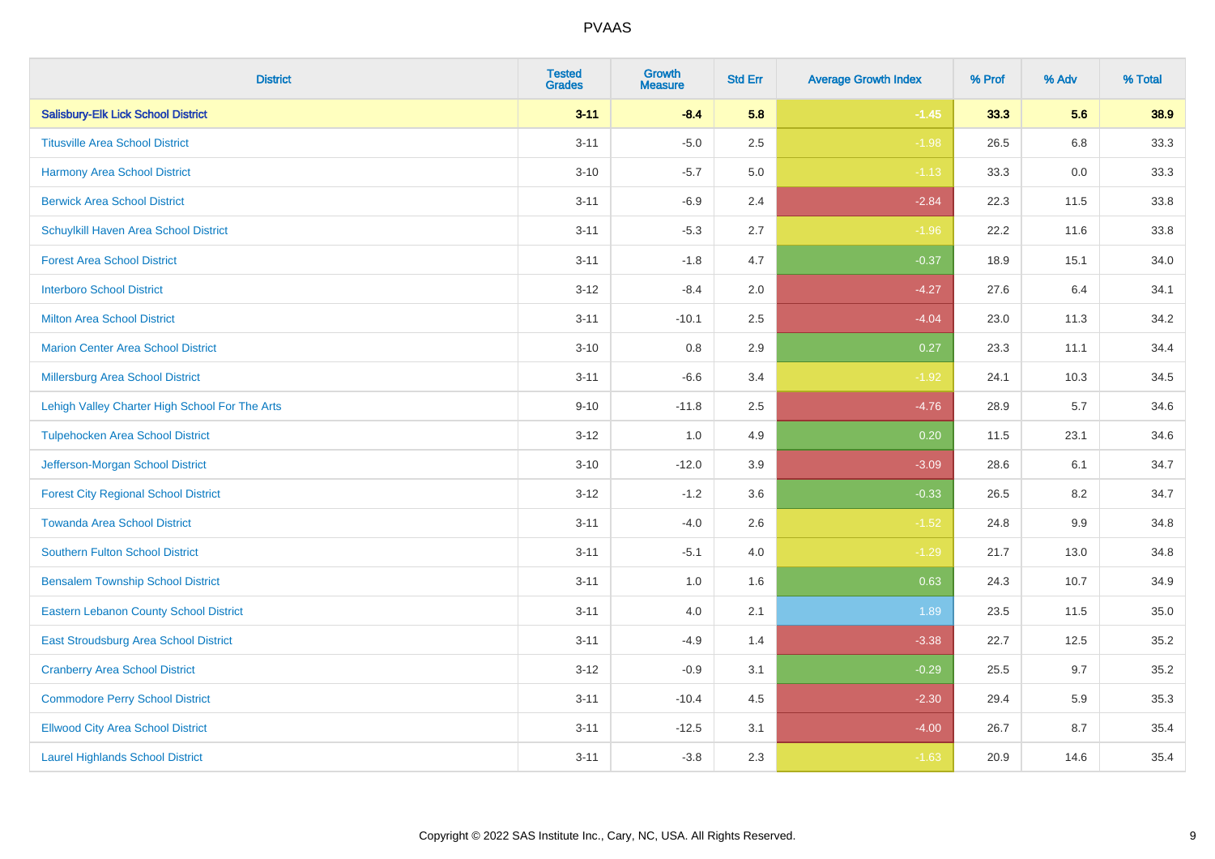| District | Tested Grades | Growth Measure | Std Err | Average Growth Index | % Prof | % Adv | % Total |
|---|---|---|---|---|---|---|---|
| **Salisbury-Elk Lick School District** | **3-11** | **-8.4** | **5.8** | **-1.45** | **33.3** | **5.6** | **38.9** |
| Titusville Area School District | 3-11 | -5.0 | 2.5 | -1.98 | 26.5 | 6.8 | 33.3 |
| Harmony Area School District | 3-10 | -5.7 | 5.0 | -1.13 | 33.3 | 0.0 | 33.3 |
| Berwick Area School District | 3-11 | -6.9 | 2.4 | -2.84 | 22.3 | 11.5 | 33.8 |
| Schuylkill Haven Area School District | 3-11 | -5.3 | 2.7 | -1.96 | 22.2 | 11.6 | 33.8 |
| Forest Area School District | 3-11 | -1.8 | 4.7 | -0.37 | 18.9 | 15.1 | 34.0 |
| Interboro School District | 3-12 | -8.4 | 2.0 | -4.27 | 27.6 | 6.4 | 34.1 |
| Milton Area School District | 3-11 | -10.1 | 2.5 | -4.04 | 23.0 | 11.3 | 34.2 |
| Marion Center Area School District | 3-10 | 0.8 | 2.9 | 0.27 | 23.3 | 11.1 | 34.4 |
| Millersburg Area School District | 3-11 | -6.6 | 3.4 | -1.92 | 24.1 | 10.3 | 34.5 |
| Lehigh Valley Charter High School For The Arts | 9-10 | -11.8 | 2.5 | -4.76 | 28.9 | 5.7 | 34.6 |
| Tulpehocken Area School District | 3-12 | 1.0 | 4.9 | 0.20 | 11.5 | 23.1 | 34.6 |
| Jefferson-Morgan School District | 3-10 | -12.0 | 3.9 | -3.09 | 28.6 | 6.1 | 34.7 |
| Forest City Regional School District | 3-12 | -1.2 | 3.6 | -0.33 | 26.5 | 8.2 | 34.7 |
| Towanda Area School District | 3-11 | -4.0 | 2.6 | -1.52 | 24.8 | 9.9 | 34.8 |
| Southern Fulton School District | 3-11 | -5.1 | 4.0 | -1.29 | 21.7 | 13.0 | 34.8 |
| Bensalem Township School District | 3-11 | 1.0 | 1.6 | 0.63 | 24.3 | 10.7 | 34.9 |
| Eastern Lebanon County School District | 3-11 | 4.0 | 2.1 | 1.89 | 23.5 | 11.5 | 35.0 |
| East Stroudsburg Area School District | 3-11 | -4.9 | 1.4 | -3.38 | 22.7 | 12.5 | 35.2 |
| Cranberry Area School District | 3-12 | -0.9 | 3.1 | -0.29 | 25.5 | 9.7 | 35.2 |
| Commodore Perry School District | 3-11 | -10.4 | 4.5 | -2.30 | 29.4 | 5.9 | 35.3 |
| Ellwood City Area School District | 3-11 | -12.5 | 3.1 | -4.00 | 26.7 | 8.7 | 35.4 |
| Laurel Highlands School District | 3-11 | -3.8 | 2.3 | -1.63 | 20.9 | 14.6 | 35.4 |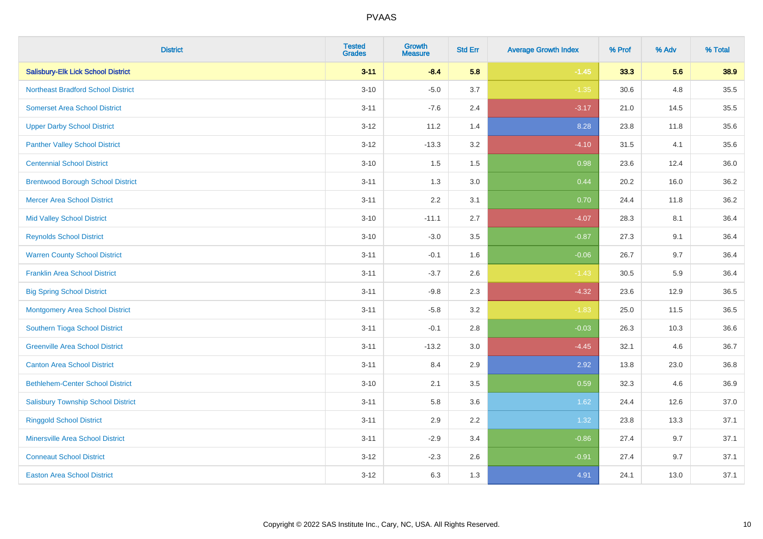| District | Tested Grades | Growth Measure | Std Err | Average Growth Index | % Prof | % Adv | % Total |
|---|---|---|---|---|---|---|---|
| **Salisbury-Elk Lick School District** | **3-11** | **-8.4** | **5.8** | **-1.45** | **33.3** | **5.6** | **38.9** |
| Northeast Bradford School District | 3-10 | -5.0 | 3.7 | -1.35 | 30.6 | 4.8 | 35.5 |
| Somerset Area School District | 3-11 | -7.6 | 2.4 | -3.17 | 21.0 | 14.5 | 35.5 |
| Upper Darby School District | 3-12 | 11.2 | 1.4 | 8.28 | 23.8 | 11.8 | 35.6 |
| Panther Valley School District | 3-12 | -13.3 | 3.2 | -4.10 | 31.5 | 4.1 | 35.6 |
| Centennial School District | 3-10 | 1.5 | 1.5 | 0.98 | 23.6 | 12.4 | 36.0 |
| Brentwood Borough School District | 3-11 | 1.3 | 3.0 | 0.44 | 20.2 | 16.0 | 36.2 |
| Mercer Area School District | 3-11 | 2.2 | 3.1 | 0.70 | 24.4 | 11.8 | 36.2 |
| Mid Valley School District | 3-10 | -11.1 | 2.7 | -4.07 | 28.3 | 8.1 | 36.4 |
| Reynolds School District | 3-10 | -3.0 | 3.5 | -0.87 | 27.3 | 9.1 | 36.4 |
| Warren County School District | 3-11 | -0.1 | 1.6 | -0.06 | 26.7 | 9.7 | 36.4 |
| Franklin Area School District | 3-11 | -3.7 | 2.6 | -1.43 | 30.5 | 5.9 | 36.4 |
| Big Spring School District | 3-11 | -9.8 | 2.3 | -4.32 | 23.6 | 12.9 | 36.5 |
| Montgomery Area School District | 3-11 | -5.8 | 3.2 | -1.83 | 25.0 | 11.5 | 36.5 |
| Southern Tioga School District | 3-11 | -0.1 | 2.8 | -0.03 | 26.3 | 10.3 | 36.6 |
| Greenville Area School District | 3-11 | -13.2 | 3.0 | -4.45 | 32.1 | 4.6 | 36.7 |
| Canton Area School District | 3-11 | 8.4 | 2.9 | 2.92 | 13.8 | 23.0 | 36.8 |
| Bethlehem-Center School District | 3-10 | 2.1 | 3.5 | 0.59 | 32.3 | 4.6 | 36.9 |
| Salisbury Township School District | 3-11 | 5.8 | 3.6 | 1.62 | 24.4 | 12.6 | 37.0 |
| Ringgold School District | 3-11 | 2.9 | 2.2 | 1.32 | 23.8 | 13.3 | 37.1 |
| Minersville Area School District | 3-11 | -2.9 | 3.4 | -0.86 | 27.4 | 9.7 | 37.1 |
| Conneaut School District | 3-12 | -2.3 | 2.6 | -0.91 | 27.4 | 9.7 | 37.1 |
| Easton Area School District | 3-12 | 6.3 | 1.3 | 4.91 | 24.1 | 13.0 | 37.1 |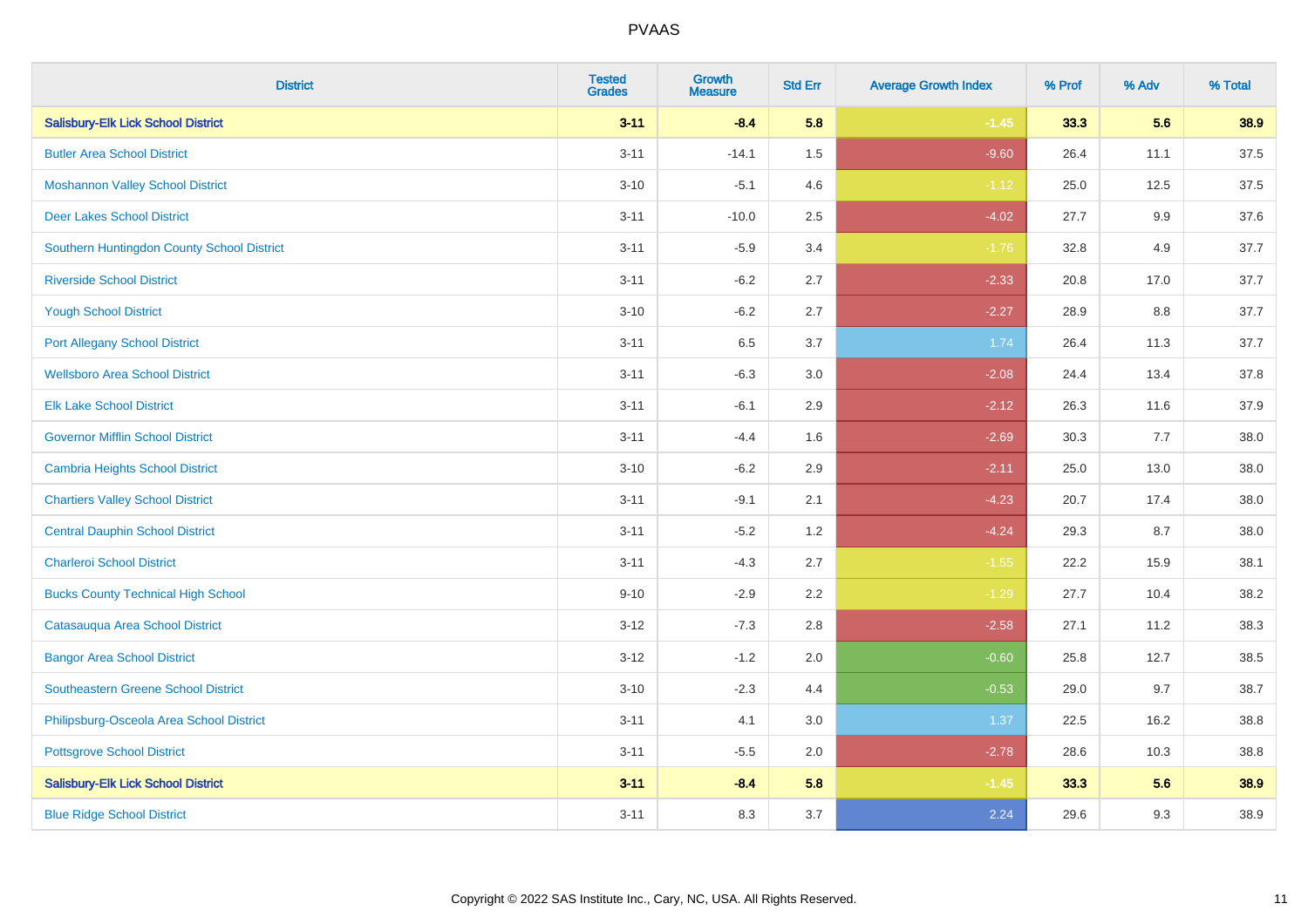# PVAAS

| District | Tested Grades | Growth Measure | Std Err | Average Growth Index | % Prof | % Adv | % Total |
|---|---|---|---|---|---|---|---|
| **Salisbury-Elk Lick School District** | **3-11** | **-8.4** | **5.8** | **-1.45** | **33.3** | **5.6** | **38.9** |
| Butler Area School District | 3-11 | -14.1 | 1.5 | -9.60 | 26.4 | 11.1 | 37.5 |
| Moshannon Valley School District | 3-10 | -5.1 | 4.6 | -1.12 | 25.0 | 12.5 | 37.5 |
| Deer Lakes School District | 3-11 | -10.0 | 2.5 | -4.02 | 27.7 | 9.9 | 37.6 |
| Southern Huntingdon County School District | 3-11 | -5.9 | 3.4 | -1.76 | 32.8 | 4.9 | 37.7 |
| Riverside School District | 3-11 | -6.2 | 2.7 | -2.33 | 20.8 | 17.0 | 37.7 |
| Yough School District | 3-10 | -6.2 | 2.7 | -2.27 | 28.9 | 8.8 | 37.7 |
| Port Allegany School District | 3-11 | 6.5 | 3.7 | 1.74 | 26.4 | 11.3 | 37.7 |
| Wellsboro Area School District | 3-11 | -6.3 | 3.0 | -2.08 | 24.4 | 13.4 | 37.8 |
| Elk Lake School District | 3-11 | -6.1 | 2.9 | -2.12 | 26.3 | 11.6 | 37.9 |
| Governor Mifflin School District | 3-11 | -4.4 | 1.6 | -2.69 | 30.3 | 7.7 | 38.0 |
| Cambria Heights School District | 3-10 | -6.2 | 2.9 | -2.11 | 25.0 | 13.0 | 38.0 |
| Chartiers Valley School District | 3-11 | -9.1 | 2.1 | -4.23 | 20.7 | 17.4 | 38.0 |
| Central Dauphin School District | 3-11 | -5.2 | 1.2 | -4.24 | 29.3 | 8.7 | 38.0 |
| Charleroi School District | 3-11 | -4.3 | 2.7 | -1.55 | 22.2 | 15.9 | 38.1 |
| Bucks County Technical High School | 9-10 | -2.9 | 2.2 | -1.29 | 27.7 | 10.4 | 38.2 |
| Catasauqua Area School District | 3-12 | -7.3 | 2.8 | -2.58 | 27.1 | 11.2 | 38.3 |
| Bangor Area School District | 3-12 | -1.2 | 2.0 | -0.60 | 25.8 | 12.7 | 38.5 |
| Southeastern Greene School District | 3-10 | -2.3 | 4.4 | -0.53 | 29.0 | 9.7 | 38.7 |
| Philipsburg-Osceola Area School District | 3-11 | 4.1 | 3.0 | 1.37 | 22.5 | 16.2 | 38.8 |
| Pottsgrove School District | 3-11 | -5.5 | 2.0 | -2.78 | 28.6 | 10.3 | 38.8 |
| **Salisbury-Elk Lick School District** | **3-11** | **-8.4** | **5.8** | **-1.45** | **33.3** | **5.6** | **38.9** |
| Blue Ridge School District | 3-11 | 8.3 | 3.7 | 2.24 | 29.6 | 9.3 | 38.9 |

Copyright © 2022 SAS Institute Inc., Cary, NC, USA. All Rights Reserved.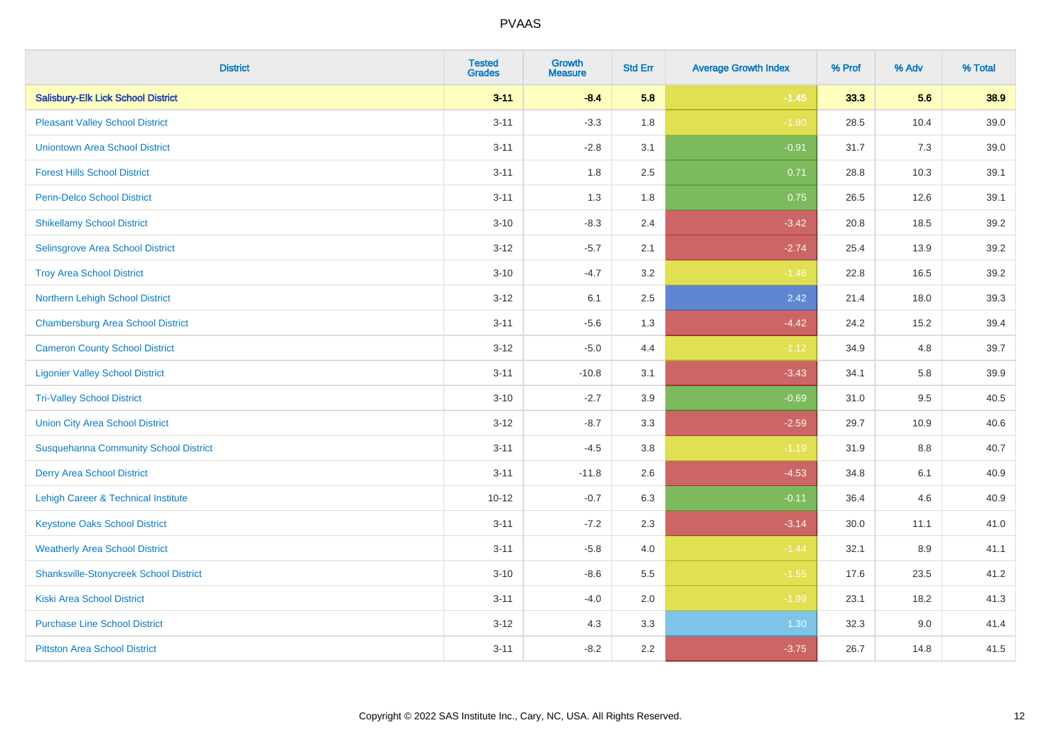| District | Tested Grades | Growth Measure | Std Err | Average Growth Index | % Prof | % Adv | % Total |
|---|---|---|---|---|---|---|---|
| **Salisbury-Elk Lick School District** | **3-11** | **-8.4** | **5.8** | **-1.45** | **33.3** | **5.6** | **38.9** |
| Pleasant Valley School District | 3-11 | -3.3 | 1.8 | -1.80 | 28.5 | 10.4 | 39.0 |
| Uniontown Area School District | 3-11 | -2.8 | 3.1 | -0.91 | 31.7 | 7.3 | 39.0 |
| Forest Hills School District | 3-11 | 1.8 | 2.5 | 0.71 | 28.8 | 10.3 | 39.1 |
| Penn-Delco School District | 3-11 | 1.3 | 1.8 | 0.75 | 26.5 | 12.6 | 39.1 |
| Shikellamy School District | 3-10 | -8.3 | 2.4 | -3.42 | 20.8 | 18.5 | 39.2 |
| Selinsgrove Area School District | 3-12 | -5.7 | 2.1 | -2.74 | 25.4 | 13.9 | 39.2 |
| Troy Area School District | 3-10 | -4.7 | 3.2 | -1.46 | 22.8 | 16.5 | 39.2 |
| Northern Lehigh School District | 3-12 | 6.1 | 2.5 | 2.42 | 21.4 | 18.0 | 39.3 |
| Chambersburg Area School District | 3-11 | -5.6 | 1.3 | -4.42 | 24.2 | 15.2 | 39.4 |
| Cameron County School District | 3-12 | -5.0 | 4.4 | -1.12 | 34.9 | 4.8 | 39.7 |
| Ligonier Valley School District | 3-11 | -10.8 | 3.1 | -3.43 | 34.1 | 5.8 | 39.9 |
| Tri-Valley School District | 3-10 | -2.7 | 3.9 | -0.69 | 31.0 | 9.5 | 40.5 |
| Union City Area School District | 3-12 | -8.7 | 3.3 | -2.59 | 29.7 | 10.9 | 40.6 |
| Susquehanna Community School District | 3-11 | -4.5 | 3.8 | -1.19 | 31.9 | 8.8 | 40.7 |
| Derry Area School District | 3-11 | -11.8 | 2.6 | -4.53 | 34.8 | 6.1 | 40.9 |
| Lehigh Career & Technical Institute | 10-12 | -0.7 | 6.3 | -0.11 | 36.4 | 4.6 | 40.9 |
| Keystone Oaks School District | 3-11 | -7.2 | 2.3 | -3.14 | 30.0 | 11.1 | 41.0 |
| Weatherly Area School District | 3-11 | -5.8 | 4.0 | -1.44 | 32.1 | 8.9 | 41.1 |
| Shanksville-Stonycreek School District | 3-10 | -8.6 | 5.5 | -1.55 | 17.6 | 23.5 | 41.2 |
| Kiski Area School District | 3-11 | -4.0 | 2.0 | -1.99 | 23.1 | 18.2 | 41.3 |
| Purchase Line School District | 3-12 | 4.3 | 3.3 | 1.30 | 32.3 | 9.0 | 41.4 |
| Pittston Area School District | 3-11 | -8.2 | 2.2 | -3.75 | 26.7 | 14.8 | 41.5 |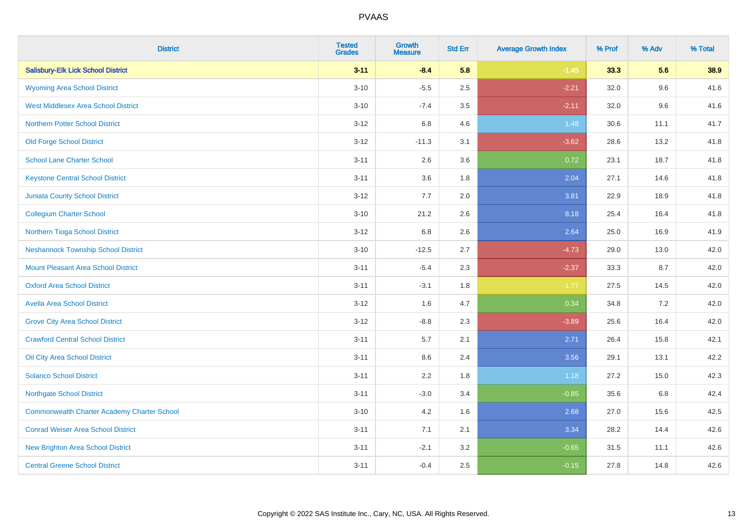| District | Tested Grades | Growth Measure | Std Err | Average Growth Index | % Prof | % Adv | % Total |
|---|---|---|---|---|---|---|---|
| **Salisbury-Elk Lick School District** | **3-11** | **-8.4** | **5.8** | **-1.45** | **33.3** | **5.6** | **38.9** |
| Wyoming Area School District | 3-10 | -5.5 | 2.5 | -2.21 | 32.0 | 9.6 | 41.6 |
| West Middlesex Area School District | 3-10 | -7.4 | 3.5 | -2.11 | 32.0 | 9.6 | 41.6 |
| Northern Potter School District | 3-12 | 6.8 | 4.6 | 1.48 | 30.6 | 11.1 | 41.7 |
| Old Forge School District | 3-12 | -11.3 | 3.1 | -3.62 | 28.6 | 13.2 | 41.8 |
| School Lane Charter School | 3-11 | 2.6 | 3.6 | 0.72 | 23.1 | 18.7 | 41.8 |
| Keystone Central School District | 3-11 | 3.6 | 1.8 | 2.04 | 27.1 | 14.6 | 41.8 |
| Juniata County School District | 3-12 | 7.7 | 2.0 | 3.81 | 22.9 | 18.9 | 41.8 |
| Collegium Charter School | 3-10 | 21.2 | 2.6 | 8.18 | 25.4 | 16.4 | 41.8 |
| Northern Tioga School District | 3-12 | 6.8 | 2.6 | 2.64 | 25.0 | 16.9 | 41.9 |
| Neshannock Township School District | 3-10 | -12.5 | 2.7 | -4.73 | 29.0 | 13.0 | 42.0 |
| Mount Pleasant Area School District | 3-11 | -5.4 | 2.3 | -2.37 | 33.3 | 8.7 | 42.0 |
| Oxford Area School District | 3-11 | -3.1 | 1.8 | -1.77 | 27.5 | 14.5 | 42.0 |
| Avella Area School District | 3-12 | 1.6 | 4.7 | 0.34 | 34.8 | 7.2 | 42.0 |
| Grove City Area School District | 3-12 | -8.8 | 2.3 | -3.89 | 25.6 | 16.4 | 42.0 |
| Crawford Central School District | 3-11 | 5.7 | 2.1 | 2.71 | 26.4 | 15.8 | 42.1 |
| Oil City Area School District | 3-11 | 8.6 | 2.4 | 3.56 | 29.1 | 13.1 | 42.2 |
| Solanco School District | 3-11 | 2.2 | 1.8 | 1.18 | 27.2 | 15.0 | 42.3 |
| Northgate School District | 3-11 | -3.0 | 3.4 | -0.85 | 35.6 | 6.8 | 42.4 |
| Commonwealth Charter Academy Charter School | 3-10 | 4.2 | 1.6 | 2.68 | 27.0 | 15.6 | 42.5 |
| Conrad Weiser Area School District | 3-11 | 7.1 | 2.1 | 3.34 | 28.2 | 14.4 | 42.6 |
| New Brighton Area School District | 3-11 | -2.1 | 3.2 | -0.65 | 31.5 | 11.1 | 42.6 |
| Central Greene School District | 3-11 | -0.4 | 2.5 | -0.15 | 27.8 | 14.8 | 42.6 |

Copyright © 2022 SAS Institute Inc., Cary, NC, USA. All Rights Reserved.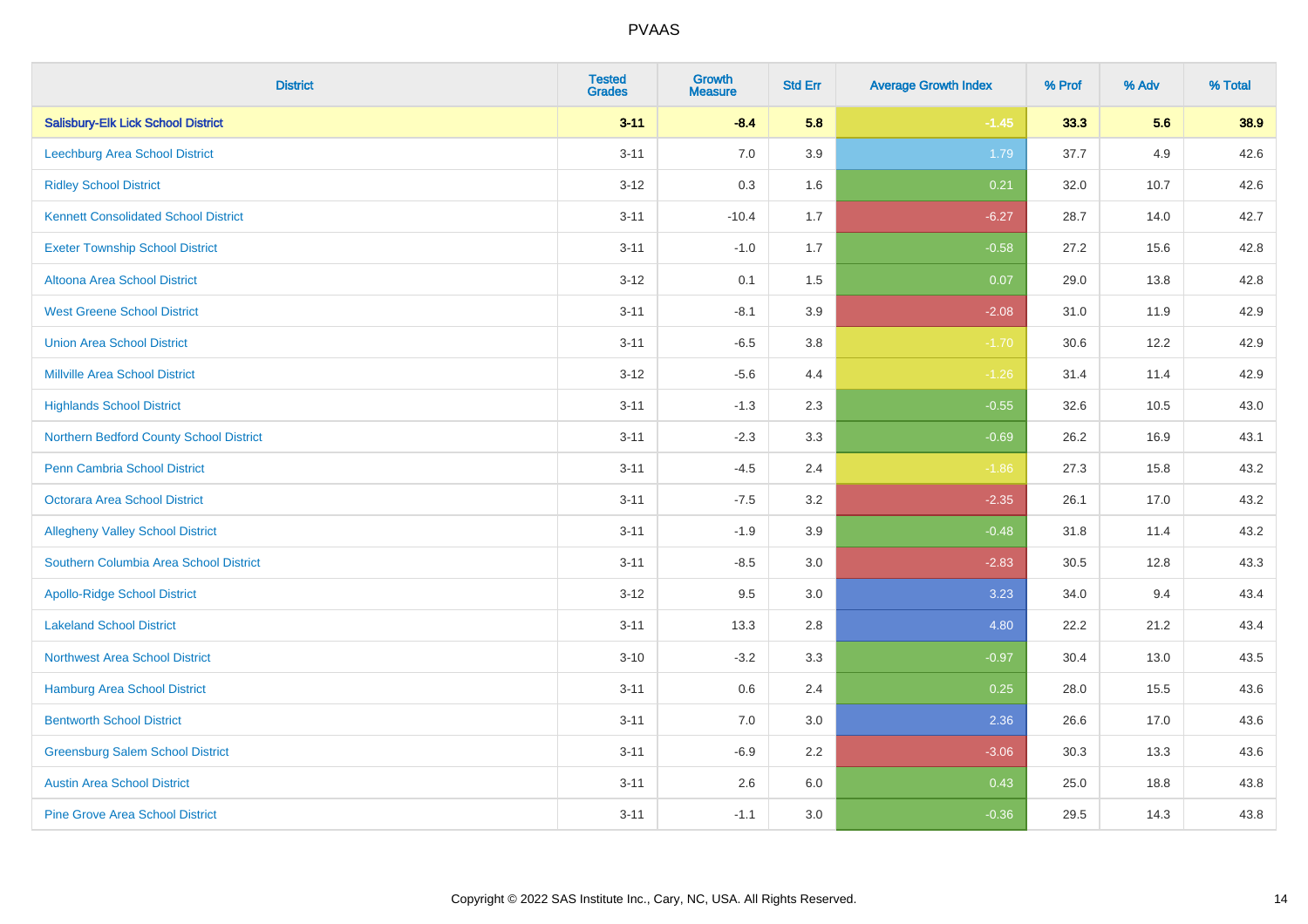| District | Tested Grades | Growth Measure | Std Err | Average Growth Index | % Prof | % Adv | % Total |
|---|---|---|---|---|---|---|---|
| **Salisbury-Elk Lick School District** | **3-11** | **-8.4** | **5.8** | **-1.45** | **33.3** | **5.6** | **38.9** |
| Leechburg Area School District | 3-11 | 7.0 | 3.9 | 1.79 | 37.7 | 4.9 | 42.6 |
| Ridley School District | 3-12 | 0.3 | 1.6 | 0.21 | 32.0 | 10.7 | 42.6 |
| Kennett Consolidated School District | 3-11 | -10.4 | 1.7 | -6.27 | 28.7 | 14.0 | 42.7 |
| Exeter Township School District | 3-11 | -1.0 | 1.7 | -0.58 | 27.2 | 15.6 | 42.8 |
| Altoona Area School District | 3-12 | 0.1 | 1.5 | 0.07 | 29.0 | 13.8 | 42.8 |
| West Greene School District | 3-11 | -8.1 | 3.9 | -2.08 | 31.0 | 11.9 | 42.9 |
| Union Area School District | 3-11 | -6.5 | 3.8 | -1.70 | 30.6 | 12.2 | 42.9 |
| Millville Area School District | 3-12 | -5.6 | 4.4 | -1.26 | 31.4 | 11.4 | 42.9 |
| Highlands School District | 3-11 | -1.3 | 2.3 | -0.55 | 32.6 | 10.5 | 43.0 |
| Northern Bedford County School District | 3-11 | -2.3 | 3.3 | -0.69 | 26.2 | 16.9 | 43.1 |
| Penn Cambria School District | 3-11 | -4.5 | 2.4 | -1.86 | 27.3 | 15.8 | 43.2 |
| Octorara Area School District | 3-11 | -7.5 | 3.2 | -2.35 | 26.1 | 17.0 | 43.2 |
| Allegheny Valley School District | 3-11 | -1.9 | 3.9 | -0.48 | 31.8 | 11.4 | 43.2 |
| Southern Columbia Area School District | 3-11 | -8.5 | 3.0 | -2.83 | 30.5 | 12.8 | 43.3 |
| Apollo-Ridge School District | 3-12 | 9.5 | 3.0 | 3.23 | 34.0 | 9.4 | 43.4 |
| Lakeland School District | 3-11 | 13.3 | 2.8 | 4.80 | 22.2 | 21.2 | 43.4 |
| Northwest Area School District | 3-10 | -3.2 | 3.3 | -0.97 | 30.4 | 13.0 | 43.5 |
| Hamburg Area School District | 3-11 | 0.6 | 2.4 | 0.25 | 28.0 | 15.5 | 43.6 |
| Bentworth School District | 3-11 | 7.0 | 3.0 | 2.36 | 26.6 | 17.0 | 43.6 |
| Greensburg Salem School District | 3-11 | -6.9 | 2.2 | -3.06 | 30.3 | 13.3 | 43.6 |
| Austin Area School District | 3-11 | 2.6 | 6.0 | 0.43 | 25.0 | 18.8 | 43.8 |
| Pine Grove Area School District | 3-11 | -1.1 | 3.0 | -0.36 | 29.5 | 14.3 | 43.8 |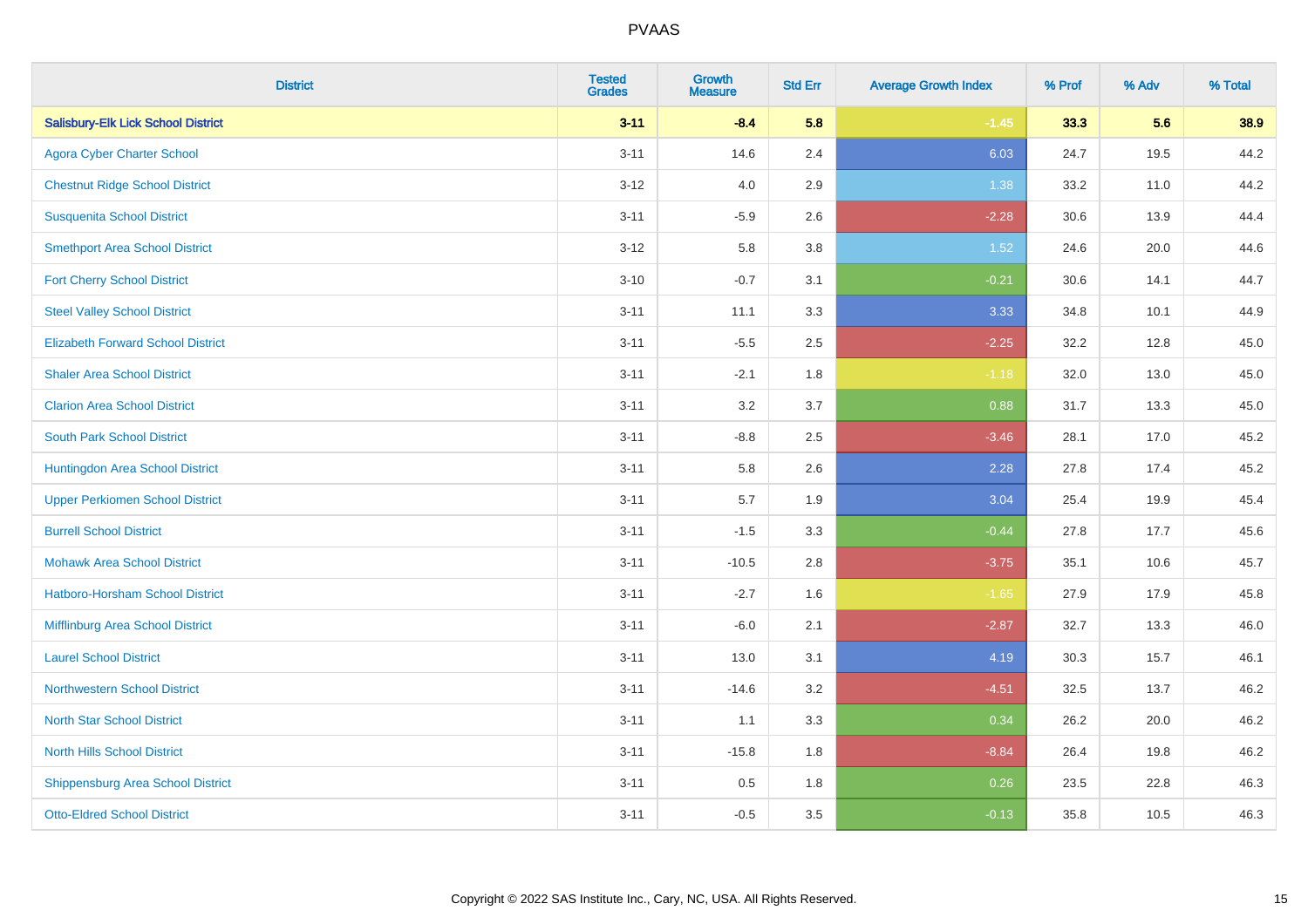| District | Tested Grades | Growth Measure | Std Err | Average Growth Index | % Prof | % Adv | % Total |
|---|---|---|---|---|---|---|---|
| **Salisbury-Elk Lick School District** | **3-11** | **-8.4** | **5.8** | **-1.45** | **33.3** | **5.6** | **38.9** |
| Agora Cyber Charter School | 3-11 | 14.6 | 2.4 | 6.03 | 24.7 | 19.5 | 44.2 |
| Chestnut Ridge School District | 3-12 | 4.0 | 2.9 | 1.38 | 33.2 | 11.0 | 44.2 |
| Susquenita School District | 3-11 | -5.9 | 2.6 | -2.28 | 30.6 | 13.9 | 44.4 |
| Smethport Area School District | 3-12 | 5.8 | 3.8 | 1.52 | 24.6 | 20.0 | 44.6 |
| Fort Cherry School District | 3-10 | -0.7 | 3.1 | -0.21 | 30.6 | 14.1 | 44.7 |
| Steel Valley School District | 3-11 | 11.1 | 3.3 | 3.33 | 34.8 | 10.1 | 44.9 |
| Elizabeth Forward School District | 3-11 | -5.5 | 2.5 | -2.25 | 32.2 | 12.8 | 45.0 |
| Shaler Area School District | 3-11 | -2.1 | 1.8 | -1.18 | 32.0 | 13.0 | 45.0 |
| Clarion Area School District | 3-11 | 3.2 | 3.7 | 0.88 | 31.7 | 13.3 | 45.0 |
| South Park School District | 3-11 | -8.8 | 2.5 | -3.46 | 28.1 | 17.0 | 45.2 |
| Huntingdon Area School District | 3-11 | 5.8 | 2.6 | 2.28 | 27.8 | 17.4 | 45.2 |
| Upper Perkiomen School District | 3-11 | 5.7 | 1.9 | 3.04 | 25.4 | 19.9 | 45.4 |
| Burrell School District | 3-11 | -1.5 | 3.3 | -0.44 | 27.8 | 17.7 | 45.6 |
| Mohawk Area School District | 3-11 | -10.5 | 2.8 | -3.75 | 35.1 | 10.6 | 45.7 |
| Hatboro-Horsham School District | 3-11 | -2.7 | 1.6 | -1.65 | 27.9 | 17.9 | 45.8 |
| Mifflinburg Area School District | 3-11 | -6.0 | 2.1 | -2.87 | 32.7 | 13.3 | 46.0 |
| Laurel School District | 3-11 | 13.0 | 3.1 | 4.19 | 30.3 | 15.7 | 46.1 |
| Northwestern School District | 3-11 | -14.6 | 3.2 | -4.51 | 32.5 | 13.7 | 46.2 |
| North Star School District | 3-11 | 1.1 | 3.3 | 0.34 | 26.2 | 20.0 | 46.2 |
| North Hills School District | 3-11 | -15.8 | 1.8 | -8.84 | 26.4 | 19.8 | 46.2 |
| Shippensburg Area School District | 3-11 | 0.5 | 1.8 | 0.26 | 23.5 | 22.8 | 46.3 |
| Otto-Eldred School District | 3-11 | -0.5 | 3.5 | -0.13 | 35.8 | 10.5 | 46.3 |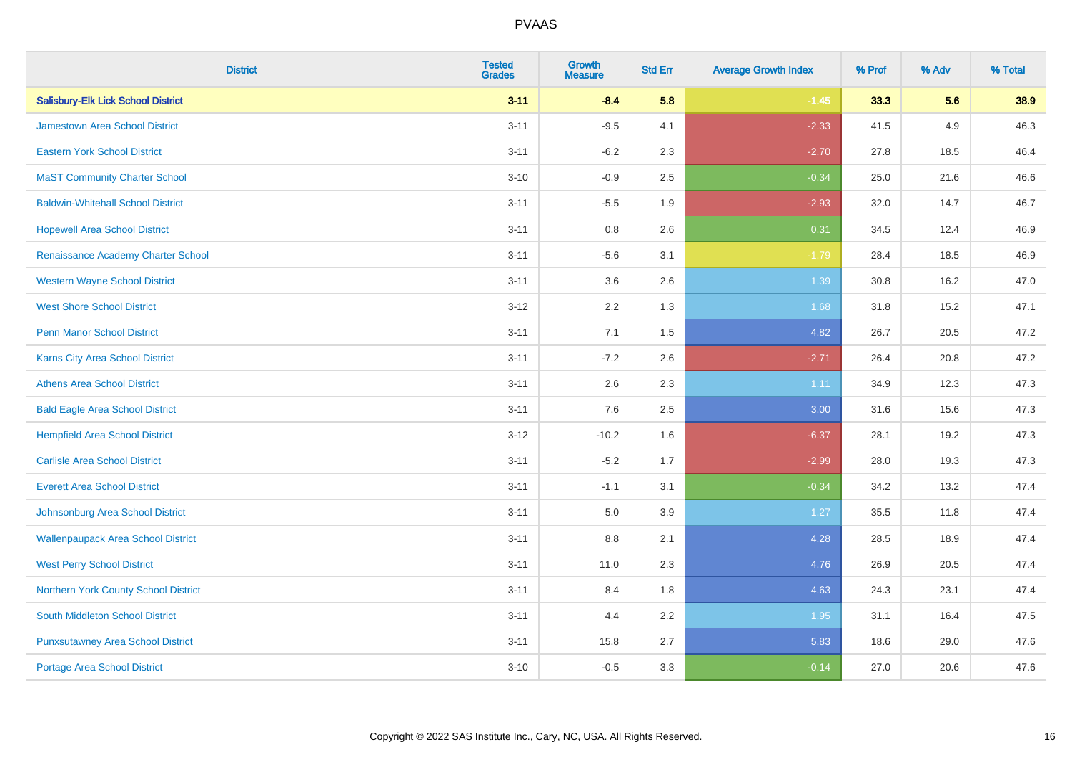# PVAAS

| District | Tested Grades | Growth Measure | Std Err | Average Growth Index | % Prof | % Adv | % Total |
|---|---|---|---|---|---|---|---|
| **Salisbury-Elk Lick School District** | **3-11** | **-8.4** | **5.8** | **-1.45** | **33.3** | **5.6** | **38.9** |
| Jamestown Area School District | 3-11 | -9.5 | 4.1 | -2.33 | 41.5 | 4.9 | 46.3 |
| Eastern York School District | 3-11 | -6.2 | 2.3 | -2.70 | 27.8 | 18.5 | 46.4 |
| MaST Community Charter School | 3-10 | -0.9 | 2.5 | -0.34 | 25.0 | 21.6 | 46.6 |
| Baldwin-Whitehall School District | 3-11 | -5.5 | 1.9 | -2.93 | 32.0 | 14.7 | 46.7 |
| Hopewell Area School District | 3-11 | 0.8 | 2.6 | 0.31 | 34.5 | 12.4 | 46.9 |
| Renaissance Academy Charter School | 3-11 | -5.6 | 3.1 | -1.79 | 28.4 | 18.5 | 46.9 |
| Western Wayne School District | 3-11 | 3.6 | 2.6 | 1.39 | 30.8 | 16.2 | 47.0 |
| West Shore School District | 3-12 | 2.2 | 1.3 | 1.68 | 31.8 | 15.2 | 47.1 |
| Penn Manor School District | 3-11 | 7.1 | 1.5 | 4.82 | 26.7 | 20.5 | 47.2 |
| Karns City Area School District | 3-11 | -7.2 | 2.6 | -2.71 | 26.4 | 20.8 | 47.2 |
| Athens Area School District | 3-11 | 2.6 | 2.3 | 1.11 | 34.9 | 12.3 | 47.3 |
| Bald Eagle Area School District | 3-11 | 7.6 | 2.5 | 3.00 | 31.6 | 15.6 | 47.3 |
| Hempfield Area School District | 3-12 | -10.2 | 1.6 | -6.37 | 28.1 | 19.2 | 47.3 |
| Carlisle Area School District | 3-11 | -5.2 | 1.7 | -2.99 | 28.0 | 19.3 | 47.3 |
| Everett Area School District | 3-11 | -1.1 | 3.1 | -0.34 | 34.2 | 13.2 | 47.4 |
| Johnsonburg Area School District | 3-11 | 5.0 | 3.9 | 1.27 | 35.5 | 11.8 | 47.4 |
| Wallenpaupack Area School District | 3-11 | 8.8 | 2.1 | 4.28 | 28.5 | 18.9 | 47.4 |
| West Perry School District | 3-11 | 11.0 | 2.3 | 4.76 | 26.9 | 20.5 | 47.4 |
| Northern York County School District | 3-11 | 8.4 | 1.8 | 4.63 | 24.3 | 23.1 | 47.4 |
| South Middleton School District | 3-11 | 4.4 | 2.2 | 1.95 | 31.1 | 16.4 | 47.5 |
| Punxsutawney Area School District | 3-11 | 15.8 | 2.7 | 5.83 | 18.6 | 29.0 | 47.6 |
| Portage Area School District | 3-10 | -0.5 | 3.3 | -0.14 | 27.0 | 20.6 | 47.6 |

Copyright © 2022 SAS Institute Inc., Cary, NC, USA. All Rights Reserved.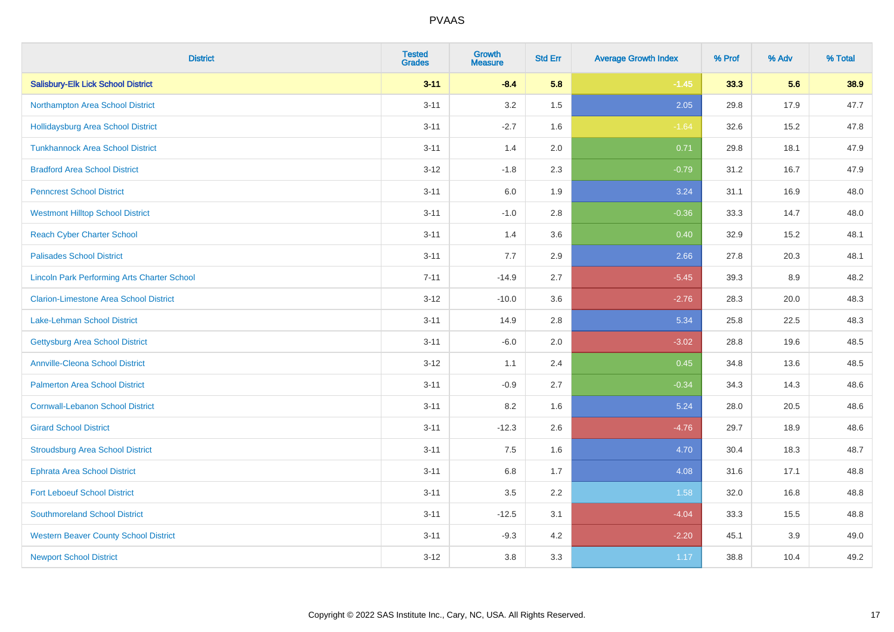PVAAS

| District | Tested Grades | Growth Measure | Std Err | Average Growth Index | % Prof | % Adv | % Total |
|---|---|---|---|---|---|---|---|
| **Salisbury-Elk Lick School District** | **3-11** | **-8.4** | **5.8** | **-1.45** | **33.3** | **5.6** | **38.9** |
| Northampton Area School District | 3-11 | 3.2 | 1.5 | 2.05 | 29.8 | 17.9 | 47.7 |
| Hollidaysburg Area School District | 3-11 | -2.7 | 1.6 | -1.64 | 32.6 | 15.2 | 47.8 |
| Tunkhannock Area School District | 3-11 | 1.4 | 2.0 | 0.71 | 29.8 | 18.1 | 47.9 |
| Bradford Area School District | 3-12 | -1.8 | 2.3 | -0.79 | 31.2 | 16.7 | 47.9 |
| Penncrest School District | 3-11 | 6.0 | 1.9 | 3.24 | 31.1 | 16.9 | 48.0 |
| Westmont Hilltop School District | 3-11 | -1.0 | 2.8 | -0.36 | 33.3 | 14.7 | 48.0 |
| Reach Cyber Charter School | 3-11 | 1.4 | 3.6 | 0.40 | 32.9 | 15.2 | 48.1 |
| Palisades School District | 3-11 | 7.7 | 2.9 | 2.66 | 27.8 | 20.3 | 48.1 |
| Lincoln Park Performing Arts Charter School | 7-11 | -14.9 | 2.7 | -5.45 | 39.3 | 8.9 | 48.2 |
| Clarion-Limestone Area School District | 3-12 | -10.0 | 3.6 | -2.76 | 28.3 | 20.0 | 48.3 |
| Lake-Lehman School District | 3-11 | 14.9 | 2.8 | 5.34 | 25.8 | 22.5 | 48.3 |
| Gettysburg Area School District | 3-11 | -6.0 | 2.0 | -3.02 | 28.8 | 19.6 | 48.5 |
| Annville-Cleona School District | 3-12 | 1.1 | 2.4 | 0.45 | 34.8 | 13.6 | 48.5 |
| Palmerton Area School District | 3-11 | -0.9 | 2.7 | -0.34 | 34.3 | 14.3 | 48.6 |
| Cornwall-Lebanon School District | 3-11 | 8.2 | 1.6 | 5.24 | 28.0 | 20.5 | 48.6 |
| Girard School District | 3-11 | -12.3 | 2.6 | -4.76 | 29.7 | 18.9 | 48.6 |
| Stroudsburg Area School District | 3-11 | 7.5 | 1.6 | 4.70 | 30.4 | 18.3 | 48.7 |
| Ephrata Area School District | 3-11 | 6.8 | 1.7 | 4.08 | 31.6 | 17.1 | 48.8 |
| Fort Leboeuf School District | 3-11 | 3.5 | 2.2 | 1.58 | 32.0 | 16.8 | 48.8 |
| Southmoreland School District | 3-11 | -12.5 | 3.1 | -4.04 | 33.3 | 15.5 | 48.8 |
| Western Beaver County School District | 3-11 | -9.3 | 4.2 | -2.20 | 45.1 | 3.9 | 49.0 |
| Newport School District | 3-12 | 3.8 | 3.3 | 1.17 | 38.8 | 10.4 | 49.2 |

Copyright © 2022 SAS Institute Inc., Cary, NC, USA. All Rights Reserved.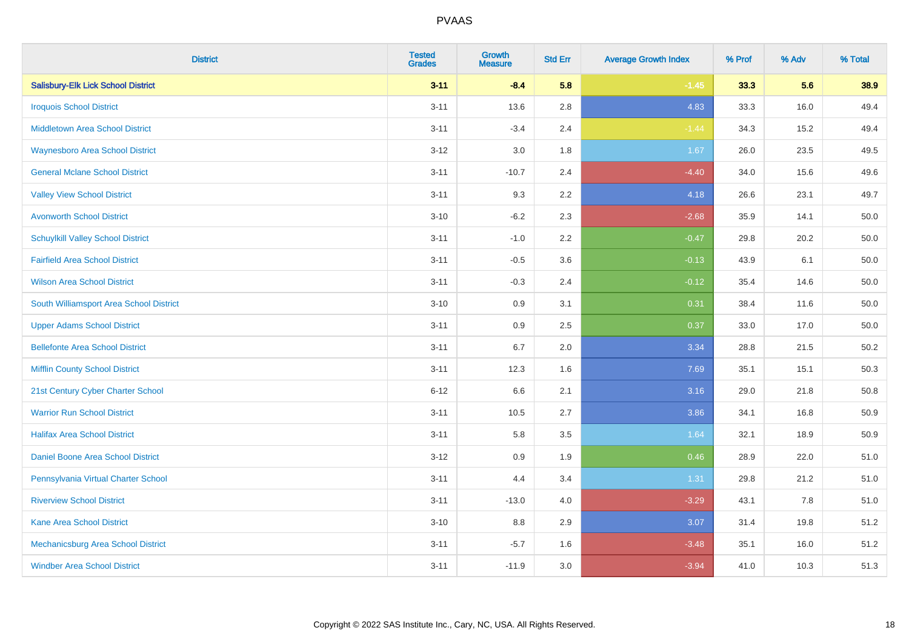| District | Tested Grades | Growth Measure | Std Err | Average Growth Index | % Prof | % Adv | % Total |
|---|---|---|---|---|---|---|---|
| **Salisbury-Elk Lick School District** | **3-11** | **-8.4** | **5.8** | **-1.45** | **33.3** | **5.6** | **38.9** |
| Iroquois School District | 3-11 | 13.6 | 2.8 | 4.83 | 33.3 | 16.0 | 49.4 |
| Middletown Area School District | 3-11 | -3.4 | 2.4 | -1.44 | 34.3 | 15.2 | 49.4 |
| Waynesboro Area School District | 3-12 | 3.0 | 1.8 | 1.67 | 26.0 | 23.5 | 49.5 |
| General Mclane School District | 3-11 | -10.7 | 2.4 | -4.40 | 34.0 | 15.6 | 49.6 |
| Valley View School District | 3-11 | 9.3 | 2.2 | 4.18 | 26.6 | 23.1 | 49.7 |
| Avonworth School District | 3-10 | -6.2 | 2.3 | -2.68 | 35.9 | 14.1 | 50.0 |
| Schuylkill Valley School District | 3-11 | -1.0 | 2.2 | -0.47 | 29.8 | 20.2 | 50.0 |
| Fairfield Area School District | 3-11 | -0.5 | 3.6 | -0.13 | 43.9 | 6.1 | 50.0 |
| Wilson Area School District | 3-11 | -0.3 | 2.4 | -0.12 | 35.4 | 14.6 | 50.0 |
| South Williamsport Area School District | 3-10 | 0.9 | 3.1 | 0.31 | 38.4 | 11.6 | 50.0 |
| Upper Adams School District | 3-11 | 0.9 | 2.5 | 0.37 | 33.0 | 17.0 | 50.0 |
| Bellefonte Area School District | 3-11 | 6.7 | 2.0 | 3.34 | 28.8 | 21.5 | 50.2 |
| Mifflin County School District | 3-11 | 12.3 | 1.6 | 7.69 | 35.1 | 15.1 | 50.3 |
| 21st Century Cyber Charter School | 6-12 | 6.6 | 2.1 | 3.16 | 29.0 | 21.8 | 50.8 |
| Warrior Run School District | 3-11 | 10.5 | 2.7 | 3.86 | 34.1 | 16.8 | 50.9 |
| Halifax Area School District | 3-11 | 5.8 | 3.5 | 1.64 | 32.1 | 18.9 | 50.9 |
| Daniel Boone Area School District | 3-12 | 0.9 | 1.9 | 0.46 | 28.9 | 22.0 | 51.0 |
| Pennsylvania Virtual Charter School | 3-11 | 4.4 | 3.4 | 1.31 | 29.8 | 21.2 | 51.0 |
| Riverview School District | 3-11 | -13.0 | 4.0 | -3.29 | 43.1 | 7.8 | 51.0 |
| Kane Area School District | 3-10 | 8.8 | 2.9 | 3.07 | 31.4 | 19.8 | 51.2 |
| Mechanicsburg Area School District | 3-11 | -5.7 | 1.6 | -3.48 | 35.1 | 16.0 | 51.2 |
| Windber Area School District | 3-11 | -11.9 | 3.0 | -3.94 | 41.0 | 10.3 | 51.3 |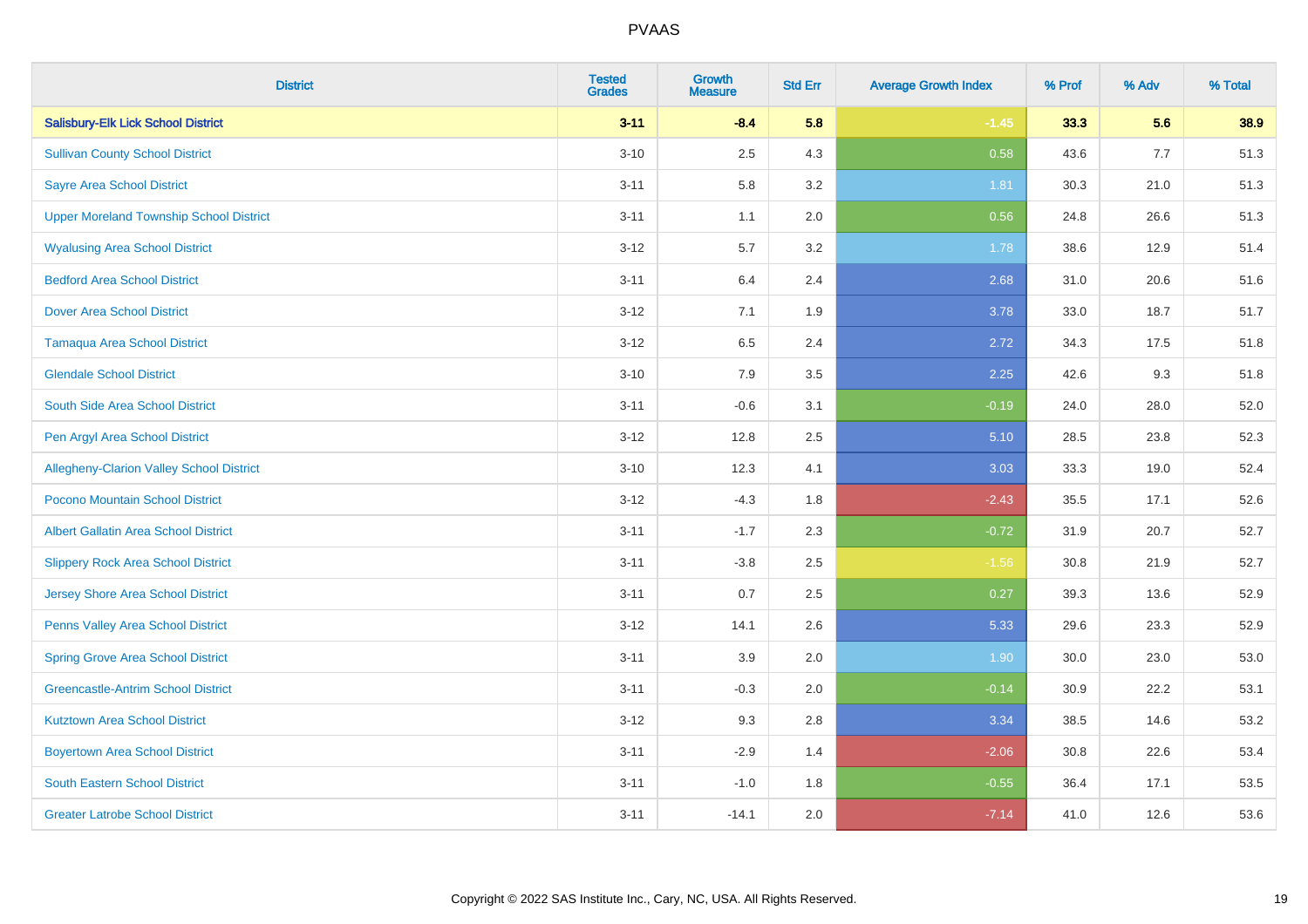| District | Tested Grades | Growth Measure | Std Err | Average Growth Index | % Prof | % Adv | % Total |
|---|---|---|---|---|---|---|---|
| **Salisbury-Elk Lick School District** | **3-11** | **-8.4** | **5.8** | **-1.45** | **33.3** | **5.6** | **38.9** |
| Sullivan County School District | 3-10 | 2.5 | 4.3 | 0.58 | 43.6 | 7.7 | 51.3 |
| Sayre Area School District | 3-11 | 5.8 | 3.2 | 1.81 | 30.3 | 21.0 | 51.3 |
| Upper Moreland Township School District | 3-11 | 1.1 | 2.0 | 0.56 | 24.8 | 26.6 | 51.3 |
| Wyalusing Area School District | 3-12 | 5.7 | 3.2 | 1.78 | 38.6 | 12.9 | 51.4 |
| Bedford Area School District | 3-11 | 6.4 | 2.4 | 2.68 | 31.0 | 20.6 | 51.6 |
| Dover Area School District | 3-12 | 7.1 | 1.9 | 3.78 | 33.0 | 18.7 | 51.7 |
| Tamaqua Area School District | 3-12 | 6.5 | 2.4 | 2.72 | 34.3 | 17.5 | 51.8 |
| Glendale School District | 3-10 | 7.9 | 3.5 | 2.25 | 42.6 | 9.3 | 51.8 |
| South Side Area School District | 3-11 | -0.6 | 3.1 | -0.19 | 24.0 | 28.0 | 52.0 |
| Pen Argyl Area School District | 3-12 | 12.8 | 2.5 | 5.10 | 28.5 | 23.8 | 52.3 |
| Allegheny-Clarion Valley School District | 3-10 | 12.3 | 4.1 | 3.03 | 33.3 | 19.0 | 52.4 |
| Pocono Mountain School District | 3-12 | -4.3 | 1.8 | -2.43 | 35.5 | 17.1 | 52.6 |
| Albert Gallatin Area School District | 3-11 | -1.7 | 2.3 | -0.72 | 31.9 | 20.7 | 52.7 |
| Slippery Rock Area School District | 3-11 | -3.8 | 2.5 | -1.56 | 30.8 | 21.9 | 52.7 |
| Jersey Shore Area School District | 3-11 | 0.7 | 2.5 | 0.27 | 39.3 | 13.6 | 52.9 |
| Penns Valley Area School District | 3-12 | 14.1 | 2.6 | 5.33 | 29.6 | 23.3 | 52.9 |
| Spring Grove Area School District | 3-11 | 3.9 | 2.0 | 1.90 | 30.0 | 23.0 | 53.0 |
| Greencastle-Antrim School District | 3-11 | -0.3 | 2.0 | -0.14 | 30.9 | 22.2 | 53.1 |
| Kutztown Area School District | 3-12 | 9.3 | 2.8 | 3.34 | 38.5 | 14.6 | 53.2 |
| Boyertown Area School District | 3-11 | -2.9 | 1.4 | -2.06 | 30.8 | 22.6 | 53.4 |
| South Eastern School District | 3-11 | -1.0 | 1.8 | -0.55 | 36.4 | 17.1 | 53.5 |
| Greater Latrobe School District | 3-11 | -14.1 | 2.0 | -7.14 | 41.0 | 12.6 | 53.6 |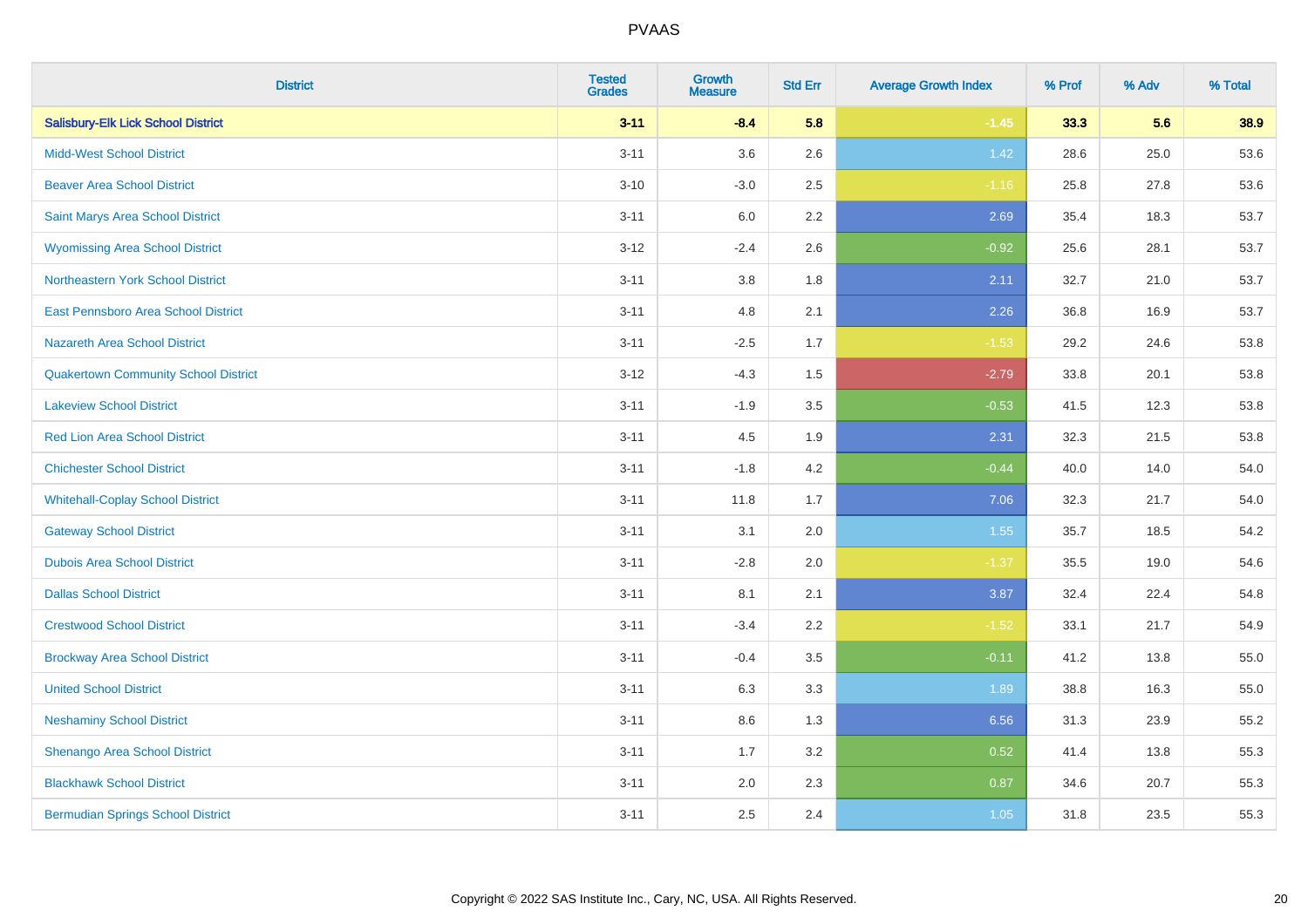# PVAAS

| District | Tested Grades | Growth Measure | Std Err | Average Growth Index | % Prof | % Adv | % Total |
|---|---|---|---|---|---|---|---|
| **Salisbury-Elk Lick School District** | **3-11** | **-8.4** | **5.8** | **-1.45** | **33.3** | **5.6** | **38.9** |
| Midd-West School District | 3-11 | 3.6 | 2.6 | 1.42 | 28.6 | 25.0 | 53.6 |
| Beaver Area School District | 3-10 | -3.0 | 2.5 | -1.16 | 25.8 | 27.8 | 53.6 |
| Saint Marys Area School District | 3-11 | 6.0 | 2.2 | 2.69 | 35.4 | 18.3 | 53.7 |
| Wyomissing Area School District | 3-12 | -2.4 | 2.6 | -0.92 | 25.6 | 28.1 | 53.7 |
| Northeastern York School District | 3-11 | 3.8 | 1.8 | 2.11 | 32.7 | 21.0 | 53.7 |
| East Pennsboro Area School District | 3-11 | 4.8 | 2.1 | 2.26 | 36.8 | 16.9 | 53.7 |
| Nazareth Area School District | 3-11 | -2.5 | 1.7 | -1.53 | 29.2 | 24.6 | 53.8 |
| Quakertown Community School District | 3-12 | -4.3 | 1.5 | -2.79 | 33.8 | 20.1 | 53.8 |
| Lakeview School District | 3-11 | -1.9 | 3.5 | -0.53 | 41.5 | 12.3 | 53.8 |
| Red Lion Area School District | 3-11 | 4.5 | 1.9 | 2.31 | 32.3 | 21.5 | 53.8 |
| Chichester School District | 3-11 | -1.8 | 4.2 | -0.44 | 40.0 | 14.0 | 54.0 |
| Whitehall-Coplay School District | 3-11 | 11.8 | 1.7 | 7.06 | 32.3 | 21.7 | 54.0 |
| Gateway School District | 3-11 | 3.1 | 2.0 | 1.55 | 35.7 | 18.5 | 54.2 |
| Dubois Area School District | 3-11 | -2.8 | 2.0 | -1.37 | 35.5 | 19.0 | 54.6 |
| Dallas School District | 3-11 | 8.1 | 2.1 | 3.87 | 32.4 | 22.4 | 54.8 |
| Crestwood School District | 3-11 | -3.4 | 2.2 | -1.52 | 33.1 | 21.7 | 54.9 |
| Brockway Area School District | 3-11 | -0.4 | 3.5 | -0.11 | 41.2 | 13.8 | 55.0 |
| United School District | 3-11 | 6.3 | 3.3 | 1.89 | 38.8 | 16.3 | 55.0 |
| Neshaminy School District | 3-11 | 8.6 | 1.3 | 6.56 | 31.3 | 23.9 | 55.2 |
| Shenango Area School District | 3-11 | 1.7 | 3.2 | 0.52 | 41.4 | 13.8 | 55.3 |
| Blackhawk School District | 3-11 | 2.0 | 2.3 | 0.87 | 34.6 | 20.7 | 55.3 |
| Bermudian Springs School District | 3-11 | 2.5 | 2.4 | 1.05 | 31.8 | 23.5 | 55.3 |

Copyright © 2022 SAS Institute Inc., Cary, NC, USA. All Rights Reserved.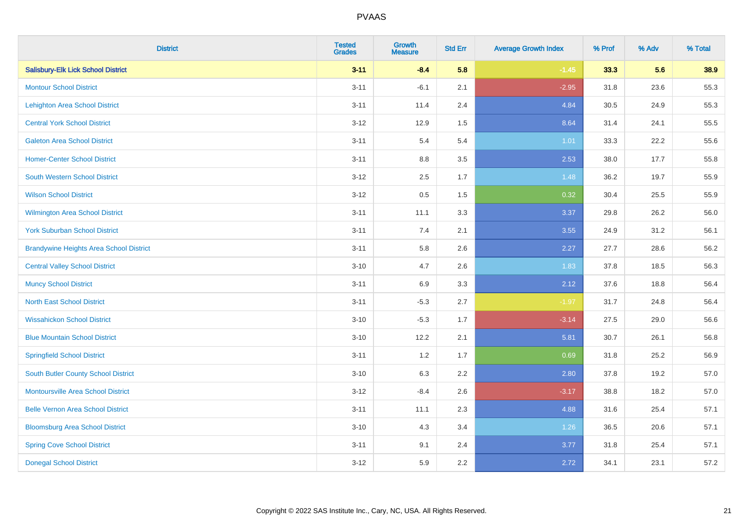| District | Tested Grades | Growth Measure | Std Err | Average Growth Index | % Prof | % Adv | % Total |
|---|---|---|---|---|---|---|---|
| **Salisbury-Elk Lick School District** | **3-11** | **-8.4** | **5.8** | **-1.45** | **33.3** | **5.6** | **38.9** |
| Montour School District | 3-11 | -6.1 | 2.1 | -2.95 | 31.8 | 23.6 | 55.3 |
| Lehighton Area School District | 3-11 | 11.4 | 2.4 | 4.84 | 30.5 | 24.9 | 55.3 |
| Central York School District | 3-12 | 12.9 | 1.5 | 8.64 | 31.4 | 24.1 | 55.5 |
| Galeton Area School District | 3-11 | 5.4 | 5.4 | 1.01 | 33.3 | 22.2 | 55.6 |
| Homer-Center School District | 3-11 | 8.8 | 3.5 | 2.53 | 38.0 | 17.7 | 55.8 |
| South Western School District | 3-12 | 2.5 | 1.7 | 1.48 | 36.2 | 19.7 | 55.9 |
| Wilson School District | 3-12 | 0.5 | 1.5 | 0.32 | 30.4 | 25.5 | 55.9 |
| Wilmington Area School District | 3-11 | 11.1 | 3.3 | 3.37 | 29.8 | 26.2 | 56.0 |
| York Suburban School District | 3-11 | 7.4 | 2.1 | 3.55 | 24.9 | 31.2 | 56.1 |
| Brandywine Heights Area School District | 3-11 | 5.8 | 2.6 | 2.27 | 27.7 | 28.6 | 56.2 |
| Central Valley School District | 3-10 | 4.7 | 2.6 | 1.83 | 37.8 | 18.5 | 56.3 |
| Muncy School District | 3-11 | 6.9 | 3.3 | 2.12 | 37.6 | 18.8 | 56.4 |
| North East School District | 3-11 | -5.3 | 2.7 | -1.97 | 31.7 | 24.8 | 56.4 |
| Wissahickon School District | 3-10 | -5.3 | 1.7 | -3.14 | 27.5 | 29.0 | 56.6 |
| Blue Mountain School District | 3-10 | 12.2 | 2.1 | 5.81 | 30.7 | 26.1 | 56.8 |
| Springfield School District | 3-11 | 1.2 | 1.7 | 0.69 | 31.8 | 25.2 | 56.9 |
| South Butler County School District | 3-10 | 6.3 | 2.2 | 2.80 | 37.8 | 19.2 | 57.0 |
| Montoursville Area School District | 3-12 | -8.4 | 2.6 | -3.17 | 38.8 | 18.2 | 57.0 |
| Belle Vernon Area School District | 3-11 | 11.1 | 2.3 | 4.88 | 31.6 | 25.4 | 57.1 |
| Bloomsburg Area School District | 3-10 | 4.3 | 3.4 | 1.26 | 36.5 | 20.6 | 57.1 |
| Spring Cove School District | 3-11 | 9.1 | 2.4 | 3.77 | 31.8 | 25.4 | 57.1 |
| Donegal School District | 3-12 | 5.9 | 2.2 | 2.72 | 34.1 | 23.1 | 57.2 |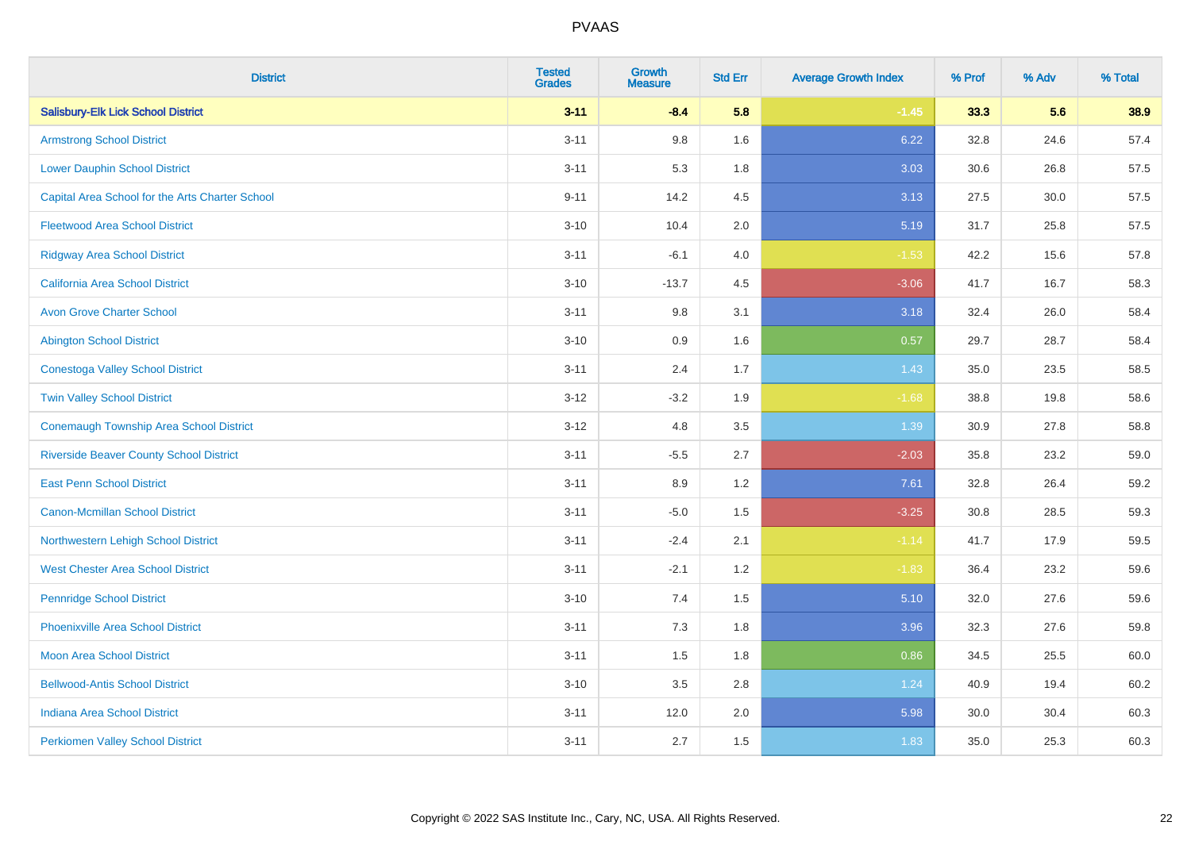# PVAAS

| District | Tested Grades | Growth Measure | Std Err | Average Growth Index | % Prof | % Adv | % Total |
|---|---|---|---|---|---|---|---|
| **Salisbury-Elk Lick School District** | **3-11** | **-8.4** | **5.8** | **-1.45** | **33.3** | **5.6** | **38.9** |
| Armstrong School District | 3-11 | 9.8 | 1.6 | 6.22 | 32.8 | 24.6 | 57.4 |
| Lower Dauphin School District | 3-11 | 5.3 | 1.8 | 3.03 | 30.6 | 26.8 | 57.5 |
| Capital Area School for the Arts Charter School | 9-11 | 14.2 | 4.5 | 3.13 | 27.5 | 30.0 | 57.5 |
| Fleetwood Area School District | 3-10 | 10.4 | 2.0 | 5.19 | 31.7 | 25.8 | 57.5 |
| Ridgway Area School District | 3-11 | -6.1 | 4.0 | -1.53 | 42.2 | 15.6 | 57.8 |
| California Area School District | 3-10 | -13.7 | 4.5 | -3.06 | 41.7 | 16.7 | 58.3 |
| Avon Grove Charter School | 3-11 | 9.8 | 3.1 | 3.18 | 32.4 | 26.0 | 58.4 |
| Abington School District | 3-10 | 0.9 | 1.6 | 0.57 | 29.7 | 28.7 | 58.4 |
| Conestoga Valley School District | 3-11 | 2.4 | 1.7 | 1.43 | 35.0 | 23.5 | 58.5 |
| Twin Valley School District | 3-12 | -3.2 | 1.9 | -1.68 | 38.8 | 19.8 | 58.6 |
| Conemaugh Township Area School District | 3-12 | 4.8 | 3.5 | 1.39 | 30.9 | 27.8 | 58.8 |
| Riverside Beaver County School District | 3-11 | -5.5 | 2.7 | -2.03 | 35.8 | 23.2 | 59.0 |
| East Penn School District | 3-11 | 8.9 | 1.2 | 7.61 | 32.8 | 26.4 | 59.2 |
| Canon-Mcmillan School District | 3-11 | -5.0 | 1.5 | -3.25 | 30.8 | 28.5 | 59.3 |
| Northwestern Lehigh School District | 3-11 | -2.4 | 2.1 | -1.14 | 41.7 | 17.9 | 59.5 |
| West Chester Area School District | 3-11 | -2.1 | 1.2 | -1.83 | 36.4 | 23.2 | 59.6 |
| Pennridge School District | 3-10 | 7.4 | 1.5 | 5.10 | 32.0 | 27.6 | 59.6 |
| Phoenixville Area School District | 3-11 | 7.3 | 1.8 | 3.96 | 32.3 | 27.6 | 59.8 |
| Moon Area School District | 3-11 | 1.5 | 1.8 | 0.86 | 34.5 | 25.5 | 60.0 |
| Bellwood-Antis School District | 3-10 | 3.5 | 2.8 | 1.24 | 40.9 | 19.4 | 60.2 |
| Indiana Area School District | 3-11 | 12.0 | 2.0 | 5.98 | 30.0 | 30.4 | 60.3 |
| Perkiomen Valley School District | 3-11 | 2.7 | 1.5 | 1.83 | 35.0 | 25.3 | 60.3 |

Copyright © 2022 SAS Institute Inc., Cary, NC, USA. All Rights Reserved.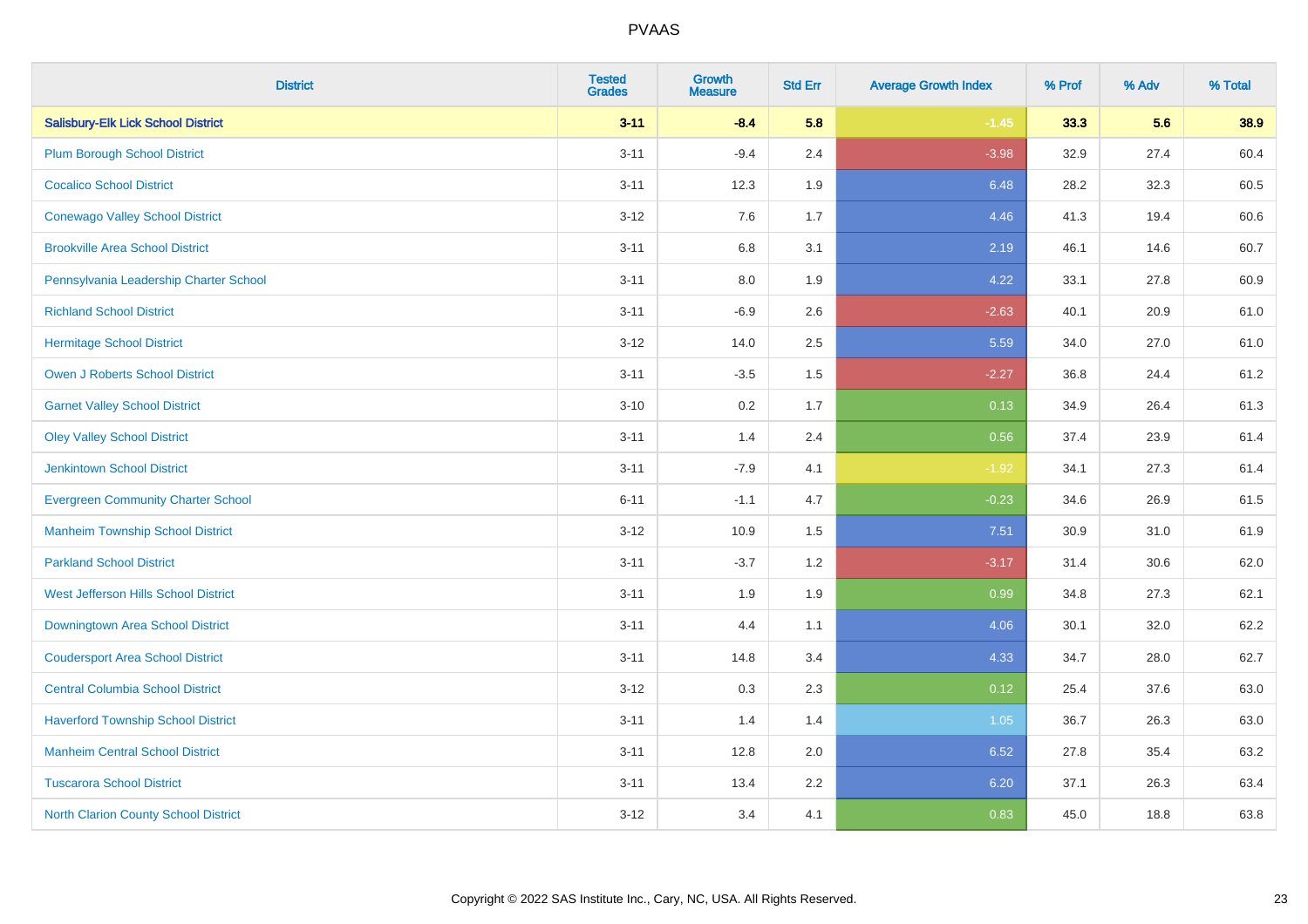# PVAAS

| District | Tested Grades | Growth Measure | Std Err | Average Growth Index | % Prof | % Adv | % Total |
|---|---|---|---|---|---|---|---|
| **Salisbury-Elk Lick School District** | **3-11** | **-8.4** | **5.8** | **-1.45** | **33.3** | **5.6** | **38.9** |
| Plum Borough School District | 3-11 | -9.4 | 2.4 | -3.98 | 32.9 | 27.4 | 60.4 |
| Cocalico School District | 3-11 | 12.3 | 1.9 | 6.48 | 28.2 | 32.3 | 60.5 |
| Conewago Valley School District | 3-12 | 7.6 | 1.7 | 4.46 | 41.3 | 19.4 | 60.6 |
| Brookville Area School District | 3-11 | 6.8 | 3.1 | 2.19 | 46.1 | 14.6 | 60.7 |
| Pennsylvania Leadership Charter School | 3-11 | 8.0 | 1.9 | 4.22 | 33.1 | 27.8 | 60.9 |
| Richland School District | 3-11 | -6.9 | 2.6 | -2.63 | 40.1 | 20.9 | 61.0 |
| Hermitage School District | 3-12 | 14.0 | 2.5 | 5.59 | 34.0 | 27.0 | 61.0 |
| Owen J Roberts School District | 3-11 | -3.5 | 1.5 | -2.27 | 36.8 | 24.4 | 61.2 |
| Garnet Valley School District | 3-10 | 0.2 | 1.7 | 0.13 | 34.9 | 26.4 | 61.3 |
| Oley Valley School District | 3-11 | 1.4 | 2.4 | 0.56 | 37.4 | 23.9 | 61.4 |
| Jenkintown School District | 3-11 | -7.9 | 4.1 | -1.92 | 34.1 | 27.3 | 61.4 |
| Evergreen Community Charter School | 6-11 | -1.1 | 4.7 | -0.23 | 34.6 | 26.9 | 61.5 |
| Manheim Township School District | 3-12 | 10.9 | 1.5 | 7.51 | 30.9 | 31.0 | 61.9 |
| Parkland School District | 3-11 | -3.7 | 1.2 | -3.17 | 31.4 | 30.6 | 62.0 |
| West Jefferson Hills School District | 3-11 | 1.9 | 1.9 | 0.99 | 34.8 | 27.3 | 62.1 |
| Downingtown Area School District | 3-11 | 4.4 | 1.1 | 4.06 | 30.1 | 32.0 | 62.2 |
| Coudersport Area School District | 3-11 | 14.8 | 3.4 | 4.33 | 34.7 | 28.0 | 62.7 |
| Central Columbia School District | 3-12 | 0.3 | 2.3 | 0.12 | 25.4 | 37.6 | 63.0 |
| Haverford Township School District | 3-11 | 1.4 | 1.4 | 1.05 | 36.7 | 26.3 | 63.0 |
| Manheim Central School District | 3-11 | 12.8 | 2.0 | 6.52 | 27.8 | 35.4 | 63.2 |
| Tuscarora School District | 3-11 | 13.4 | 2.2 | 6.20 | 37.1 | 26.3 | 63.4 |
| North Clarion County School District | 3-12 | 3.4 | 4.1 | 0.83 | 45.0 | 18.8 | 63.8 |

Copyright © 2022 SAS Institute Inc., Cary, NC, USA. All Rights Reserved.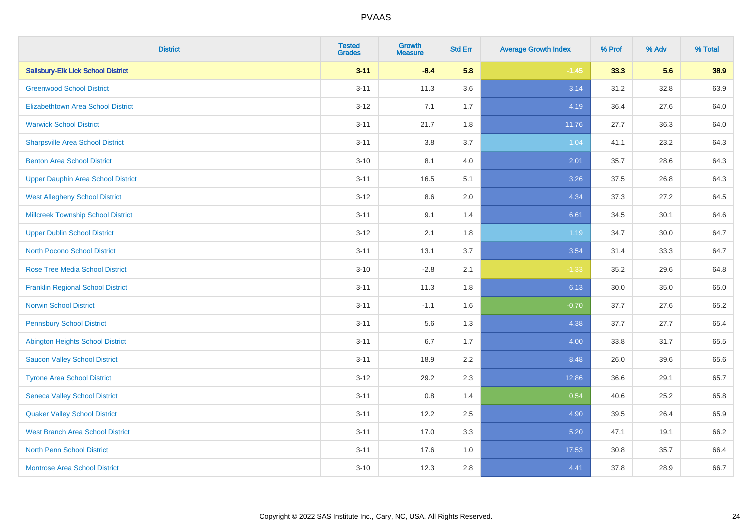| District | Tested Grades | Growth Measure | Std Err | Average Growth Index | % Prof | % Adv | % Total |
|---|---|---|---|---|---|---|---|
| **Salisbury-Elk Lick School District** | **3-11** | **-8.4** | **5.8** | **-1.45** | **33.3** | **5.6** | **38.9** |
| Greenwood School District | 3-11 | 11.3 | 3.6 | 3.14 | 31.2 | 32.8 | 63.9 |
| Elizabethtown Area School District | 3-12 | 7.1 | 1.7 | 4.19 | 36.4 | 27.6 | 64.0 |
| Warwick School District | 3-11 | 21.7 | 1.8 | 11.76 | 27.7 | 36.3 | 64.0 |
| Sharpsville Area School District | 3-11 | 3.8 | 3.7 | 1.04 | 41.1 | 23.2 | 64.3 |
| Benton Area School District | 3-10 | 8.1 | 4.0 | 2.01 | 35.7 | 28.6 | 64.3 |
| Upper Dauphin Area School District | 3-11 | 16.5 | 5.1 | 3.26 | 37.5 | 26.8 | 64.3 |
| West Allegheny School District | 3-12 | 8.6 | 2.0 | 4.34 | 37.3 | 27.2 | 64.5 |
| Millcreek Township School District | 3-11 | 9.1 | 1.4 | 6.61 | 34.5 | 30.1 | 64.6 |
| Upper Dublin School District | 3-12 | 2.1 | 1.8 | 1.19 | 34.7 | 30.0 | 64.7 |
| North Pocono School District | 3-11 | 13.1 | 3.7 | 3.54 | 31.4 | 33.3 | 64.7 |
| Rose Tree Media School District | 3-10 | -2.8 | 2.1 | -1.33 | 35.2 | 29.6 | 64.8 |
| Franklin Regional School District | 3-11 | 11.3 | 1.8 | 6.13 | 30.0 | 35.0 | 65.0 |
| Norwin School District | 3-11 | -1.1 | 1.6 | -0.70 | 37.7 | 27.6 | 65.2 |
| Pennsbury School District | 3-11 | 5.6 | 1.3 | 4.38 | 37.7 | 27.7 | 65.4 |
| Abington Heights School District | 3-11 | 6.7 | 1.7 | 4.00 | 33.8 | 31.7 | 65.5 |
| Saucon Valley School District | 3-11 | 18.9 | 2.2 | 8.48 | 26.0 | 39.6 | 65.6 |
| Tyrone Area School District | 3-12 | 29.2 | 2.3 | 12.86 | 36.6 | 29.1 | 65.7 |
| Seneca Valley School District | 3-11 | 0.8 | 1.4 | 0.54 | 40.6 | 25.2 | 65.8 |
| Quaker Valley School District | 3-11 | 12.2 | 2.5 | 4.90 | 39.5 | 26.4 | 65.9 |
| West Branch Area School District | 3-11 | 17.0 | 3.3 | 5.20 | 47.1 | 19.1 | 66.2 |
| North Penn School District | 3-11 | 17.6 | 1.0 | 17.53 | 30.8 | 35.7 | 66.4 |
| Montrose Area School District | 3-10 | 12.3 | 2.8 | 4.41 | 37.8 | 28.9 | 66.7 |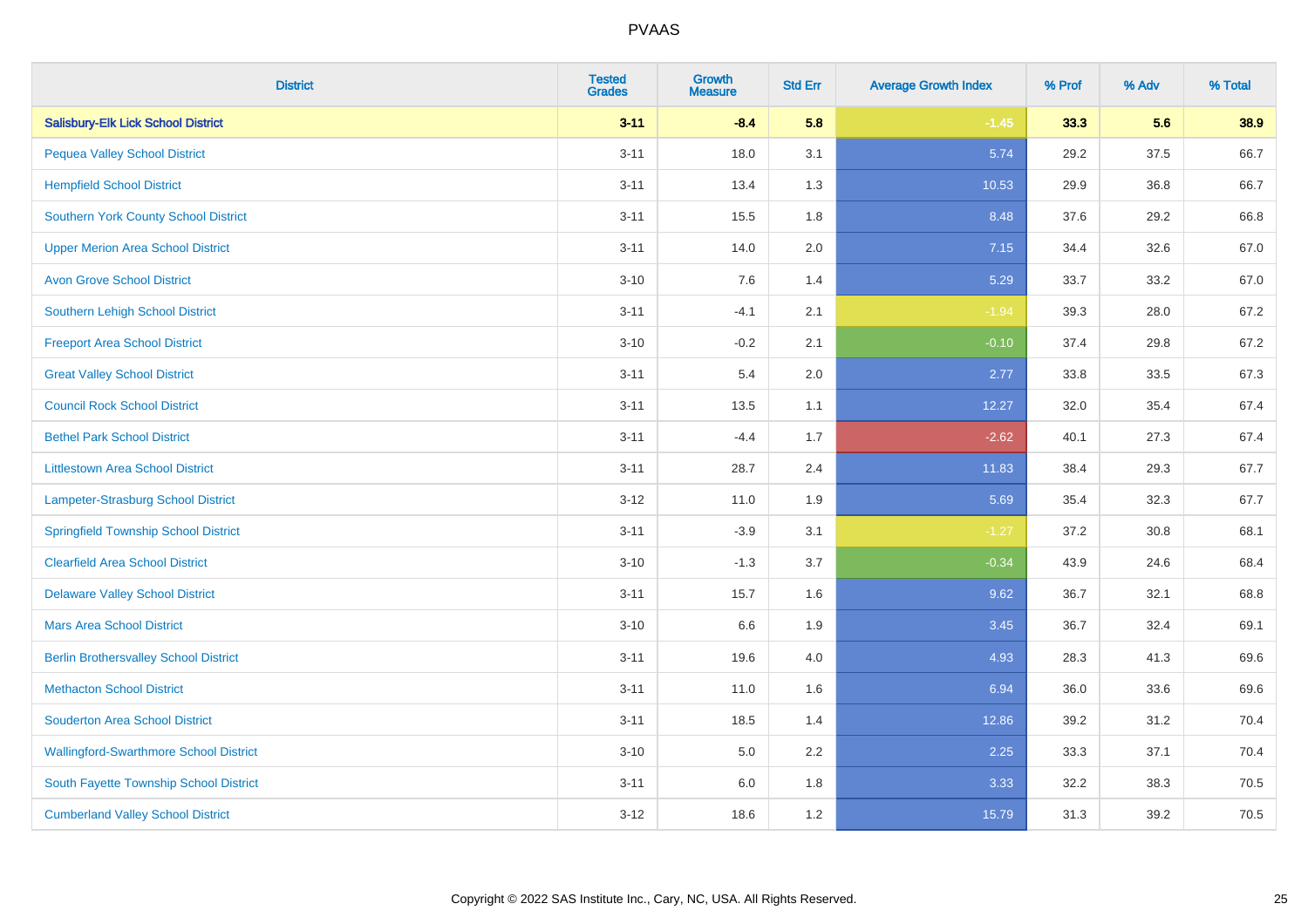# PVAAS

| District | Tested Grades | Growth Measure | Std Err | Average Growth Index | % Prof | % Adv | % Total |
|---|---|---|---|---|---|---|---|
| **Salisbury-Elk Lick School District** | **3-11** | **-8.4** | **5.8** | **-1.45** | **33.3** | **5.6** | **38.9** |
| Pequea Valley School District | 3-11 | 18.0 | 3.1 | 5.74 | 29.2 | 37.5 | 66.7 |
| Hempfield School District | 3-11 | 13.4 | 1.3 | 10.53 | 29.9 | 36.8 | 66.7 |
| Southern York County School District | 3-11 | 15.5 | 1.8 | 8.48 | 37.6 | 29.2 | 66.8 |
| Upper Merion Area School District | 3-11 | 14.0 | 2.0 | 7.15 | 34.4 | 32.6 | 67.0 |
| Avon Grove School District | 3-10 | 7.6 | 1.4 | 5.29 | 33.7 | 33.2 | 67.0 |
| Southern Lehigh School District | 3-11 | -4.1 | 2.1 | -1.94 | 39.3 | 28.0 | 67.2 |
| Freeport Area School District | 3-10 | -0.2 | 2.1 | -0.10 | 37.4 | 29.8 | 67.2 |
| Great Valley School District | 3-11 | 5.4 | 2.0 | 2.77 | 33.8 | 33.5 | 67.3 |
| Council Rock School District | 3-11 | 13.5 | 1.1 | 12.27 | 32.0 | 35.4 | 67.4 |
| Bethel Park School District | 3-11 | -4.4 | 1.7 | -2.62 | 40.1 | 27.3 | 67.4 |
| Littlestown Area School District | 3-11 | 28.7 | 2.4 | 11.83 | 38.4 | 29.3 | 67.7 |
| Lampeter-Strasburg School District | 3-12 | 11.0 | 1.9 | 5.69 | 35.4 | 32.3 | 67.7 |
| Springfield Township School District | 3-11 | -3.9 | 3.1 | -1.27 | 37.2 | 30.8 | 68.1 |
| Clearfield Area School District | 3-10 | -1.3 | 3.7 | -0.34 | 43.9 | 24.6 | 68.4 |
| Delaware Valley School District | 3-11 | 15.7 | 1.6 | 9.62 | 36.7 | 32.1 | 68.8 |
| Mars Area School District | 3-10 | 6.6 | 1.9 | 3.45 | 36.7 | 32.4 | 69.1 |
| Berlin Brothersvalley School District | 3-11 | 19.6 | 4.0 | 4.93 | 28.3 | 41.3 | 69.6 |
| Methacton School District | 3-11 | 11.0 | 1.6 | 6.94 | 36.0 | 33.6 | 69.6 |
| Souderton Area School District | 3-11 | 18.5 | 1.4 | 12.86 | 39.2 | 31.2 | 70.4 |
| Wallingford-Swarthmore School District | 3-10 | 5.0 | 2.2 | 2.25 | 33.3 | 37.1 | 70.4 |
| South Fayette Township School District | 3-11 | 6.0 | 1.8 | 3.33 | 32.2 | 38.3 | 70.5 |
| Cumberland Valley School District | 3-12 | 18.6 | 1.2 | 15.79 | 31.3 | 39.2 | 70.5 |

Copyright © 2022 SAS Institute Inc., Cary, NC, USA. All Rights Reserved.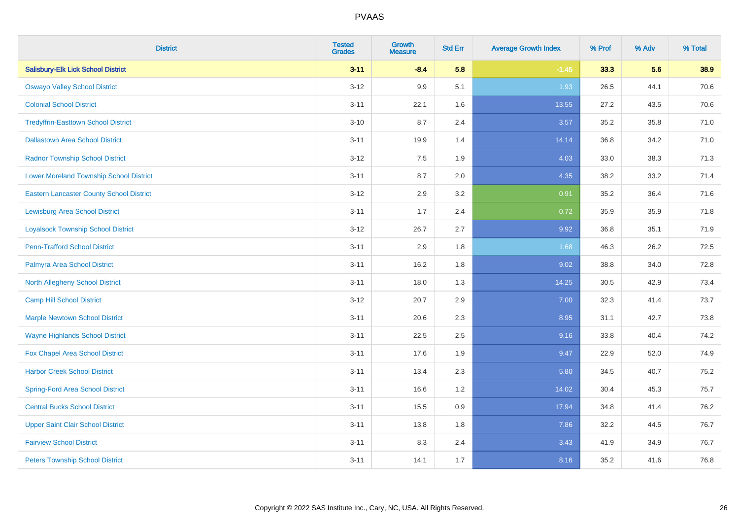# PVAAS

| District | Tested Grades | Growth Measure | Std Err | Average Growth Index | % Prof | % Adv | % Total |
|---|---|---|---|---|---|---|---|
| **Salisbury-Elk Lick School District** | **3-11** | **-8.4** | **5.8** | **-1.45** | **33.3** | **5.6** | **38.9** |
| Oswayo Valley School District | 3-12 | 9.9 | 5.1 | 1.93 | 26.5 | 44.1 | 70.6 |
| Colonial School District | 3-11 | 22.1 | 1.6 | 13.55 | 27.2 | 43.5 | 70.6 |
| Tredyffrin-Easttown School District | 3-10 | 8.7 | 2.4 | 3.57 | 35.2 | 35.8 | 71.0 |
| Dallastown Area School District | 3-11 | 19.9 | 1.4 | 14.14 | 36.8 | 34.2 | 71.0 |
| Radnor Township School District | 3-12 | 7.5 | 1.9 | 4.03 | 33.0 | 38.3 | 71.3 |
| Lower Moreland Township School District | 3-11 | 8.7 | 2.0 | 4.35 | 38.2 | 33.2 | 71.4 |
| Eastern Lancaster County School District | 3-12 | 2.9 | 3.2 | 0.91 | 35.2 | 36.4 | 71.6 |
| Lewisburg Area School District | 3-11 | 1.7 | 2.4 | 0.72 | 35.9 | 35.9 | 71.8 |
| Loyalsock Township School District | 3-12 | 26.7 | 2.7 | 9.92 | 36.8 | 35.1 | 71.9 |
| Penn-Trafford School District | 3-11 | 2.9 | 1.8 | 1.68 | 46.3 | 26.2 | 72.5 |
| Palmyra Area School District | 3-11 | 16.2 | 1.8 | 9.02 | 38.8 | 34.0 | 72.8 |
| North Allegheny School District | 3-11 | 18.0 | 1.3 | 14.25 | 30.5 | 42.9 | 73.4 |
| Camp Hill School District | 3-12 | 20.7 | 2.9 | 7.00 | 32.3 | 41.4 | 73.7 |
| Marple Newtown School District | 3-11 | 20.6 | 2.3 | 8.95 | 31.1 | 42.7 | 73.8 |
| Wayne Highlands School District | 3-11 | 22.5 | 2.5 | 9.16 | 33.8 | 40.4 | 74.2 |
| Fox Chapel Area School District | 3-11 | 17.6 | 1.9 | 9.47 | 22.9 | 52.0 | 74.9 |
| Harbor Creek School District | 3-11 | 13.4 | 2.3 | 5.80 | 34.5 | 40.7 | 75.2 |
| Spring-Ford Area School District | 3-11 | 16.6 | 1.2 | 14.02 | 30.4 | 45.3 | 75.7 |
| Central Bucks School District | 3-11 | 15.5 | 0.9 | 17.94 | 34.8 | 41.4 | 76.2 |
| Upper Saint Clair School District | 3-11 | 13.8 | 1.8 | 7.86 | 32.2 | 44.5 | 76.7 |
| Fairview School District | 3-11 | 8.3 | 2.4 | 3.43 | 41.9 | 34.9 | 76.7 |
| Peters Township School District | 3-11 | 14.1 | 1.7 | 8.16 | 35.2 | 41.6 | 76.8 |

Copyright © 2022 SAS Institute Inc., Cary, NC, USA. All Rights Reserved.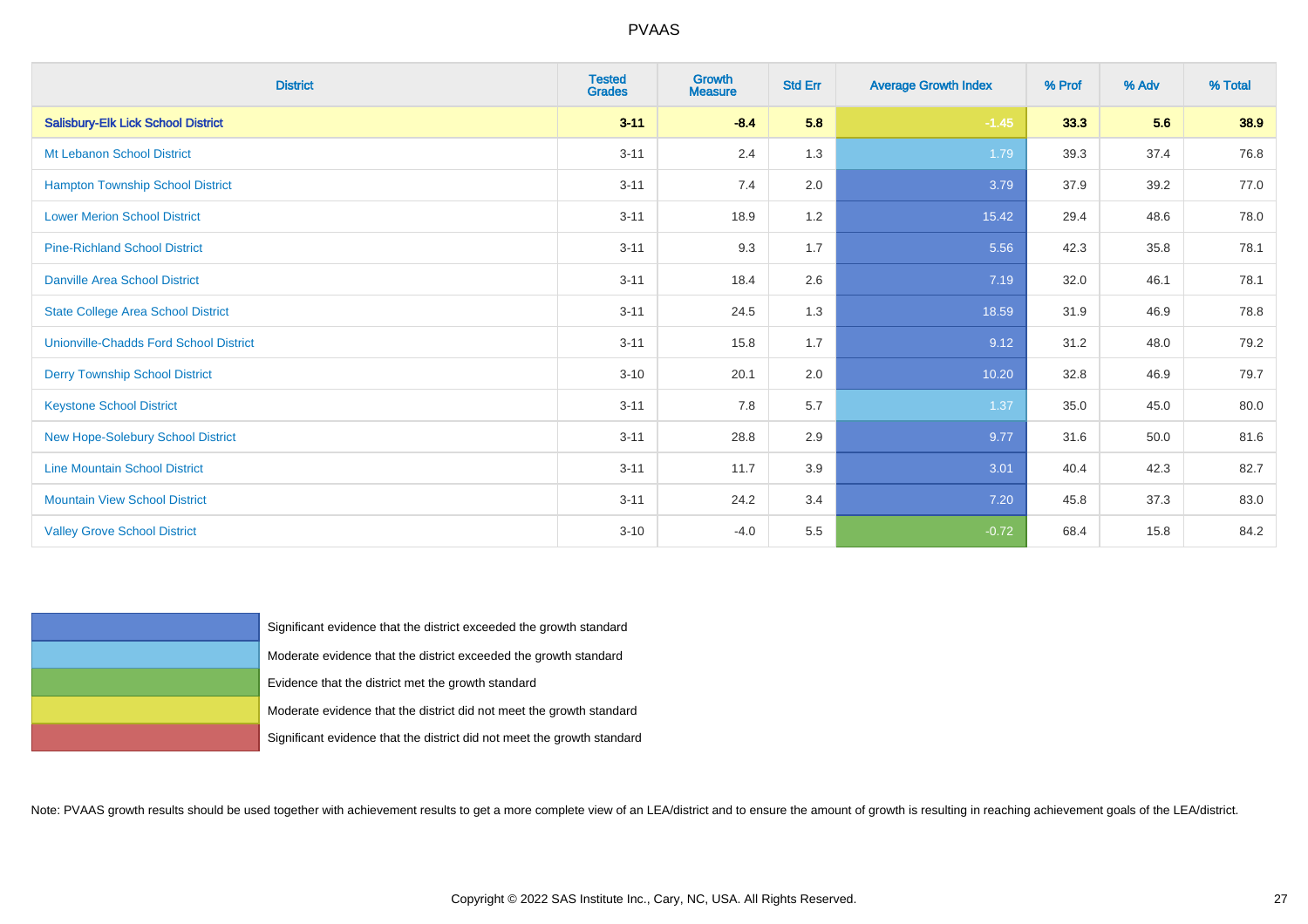# PVAAS

| District | Tested Grades | Growth Measure | Std Err | Average Growth Index | % Prof | % Adv | % Total |
|---|---|---|---|---|---|---|---|
| **Salisbury-Elk Lick School District** | **3-11** | **-8.4** | **5.8** | **-1.45** | **33.3** | **5.6** | **38.9** |
| Mt Lebanon School District | 3-11 | 2.4 | 1.3 | 1.79 | 39.3 | 37.4 | 76.8 |
| Hampton Township School District | 3-11 | 7.4 | 2.0 | 3.79 | 37.9 | 39.2 | 77.0 |
| Lower Merion School District | 3-11 | 18.9 | 1.2 | 15.42 | 29.4 | 48.6 | 78.0 |
| Pine-Richland School District | 3-11 | 9.3 | 1.7 | 5.56 | 42.3 | 35.8 | 78.1 |
| Danville Area School District | 3-11 | 18.4 | 2.6 | 7.19 | 32.0 | 46.1 | 78.1 |
| State College Area School District | 3-11 | 24.5 | 1.3 | 18.59 | 31.9 | 46.9 | 78.8 |
| Unionville-Chadds Ford School District | 3-11 | 15.8 | 1.7 | 9.12 | 31.2 | 48.0 | 79.2 |
| Derry Township School District | 3-10 | 20.1 | 2.0 | 10.20 | 32.8 | 46.9 | 79.7 |
| Keystone School District | 3-11 | 7.8 | 5.7 | 1.37 | 35.0 | 45.0 | 80.0 |
| New Hope-Solebury School District | 3-11 | 28.8 | 2.9 | 9.77 | 31.6 | 50.0 | 81.6 |
| Line Mountain School District | 3-11 | 11.7 | 3.9 | 3.01 | 40.4 | 42.3 | 82.7 |
| Mountain View School District | 3-11 | 24.2 | 3.4 | 7.20 | 45.8 | 37.3 | 83.0 |
| Valley Grove School District | 3-10 | -4.0 | 5.5 | -0.72 | 68.4 | 15.8 | 84.2 |

Significant evidence that the district exceeded the growth standard

Moderate evidence that the district exceeded the growth standard

Evidence that the district met the growth standard

Moderate evidence that the district did not meet the growth standard

Significant evidence that the district did not meet the growth standard

Note: PVAAS growth results should be used together with achievement results to get a more complete view of an LEA/district and to ensure the amount of growth is resulting in reaching achievement goals of the LEA/district.

Copyright © 2022 SAS Institute Inc., Cary, NC, USA. All Rights Reserved.